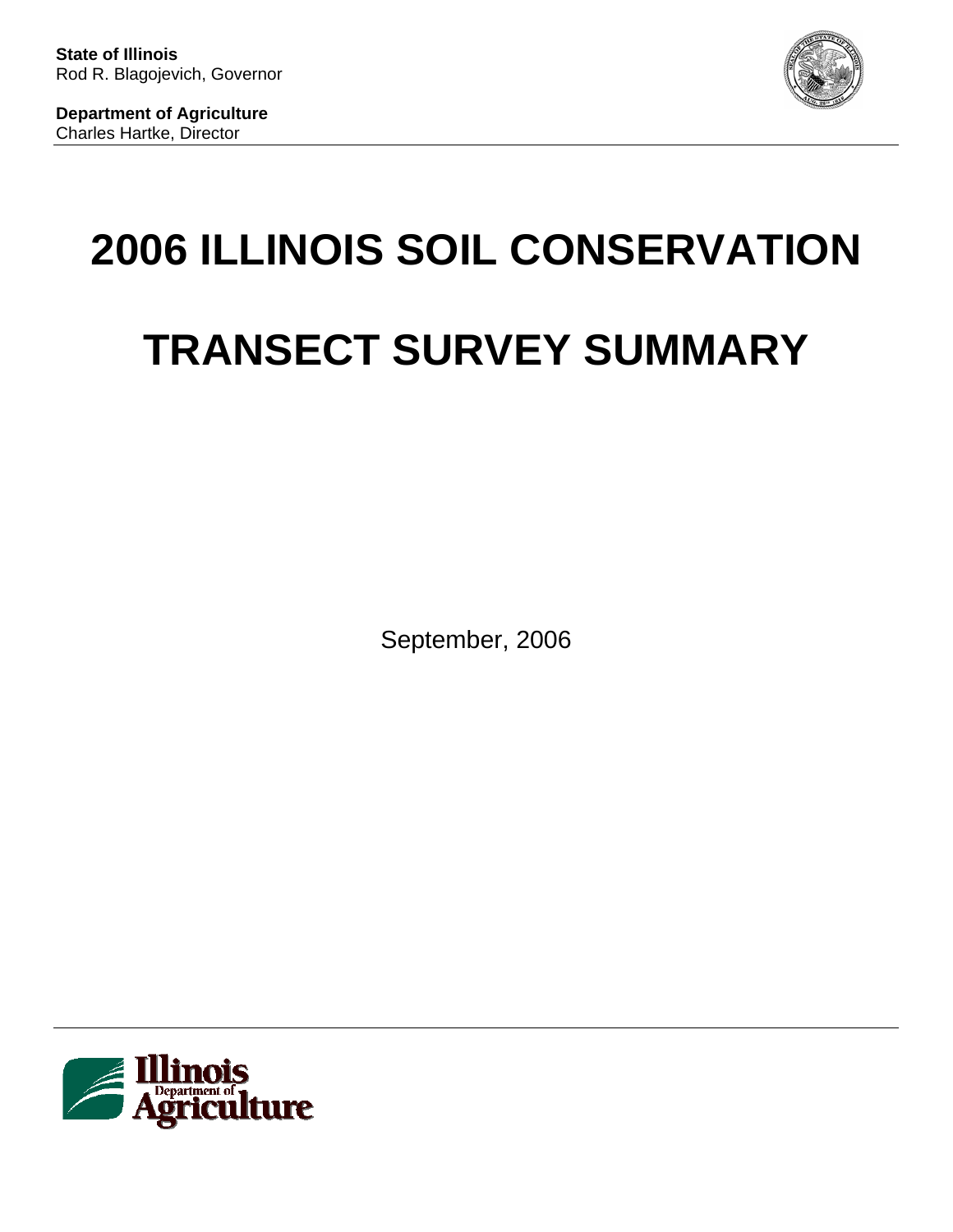**State of Illinois**
Rod R. Blagojevich, Governor

**Department of Agriculture**
Charles Hartke, Director

# 2006 ILLINOIS SOIL CONSERVATION

# TRANSECT SURVEY SUMMARY

September, 2006

Illinois Department of Agriculture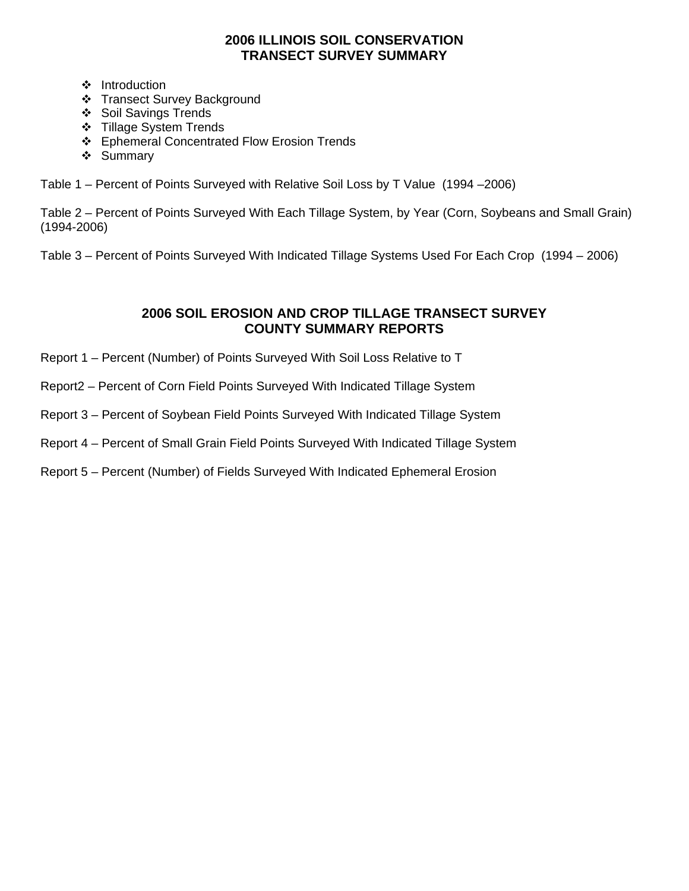# 2006 ILLINOIS SOIL CONSERVATION TRANSECT SURVEY SUMMARY

- Introduction
- Transect Survey Background
- Soil Savings Trends
- Tillage System Trends
- Ephemeral Concentrated Flow Erosion Trends
- Summary

Table 1 – Percent of Points Surveyed with Relative Soil Loss by T Value (1994 –2006)

Table 2 – Percent of Points Surveyed With Each Tillage System, by Year (Corn, Soybeans and Small Grain) (1994-2006)

Table 3 – Percent of Points Surveyed With Indicated Tillage Systems Used For Each Crop (1994 – 2006)

# 2006 SOIL EROSION AND CROP TILLAGE TRANSECT SURVEY COUNTY SUMMARY REPORTS

Report 1 – Percent (Number) of Points Surveyed With Soil Loss Relative to T

Report2 – Percent of Corn Field Points Surveyed With Indicated Tillage System

Report 3 – Percent of Soybean Field Points Surveyed With Indicated Tillage System

Report 4 – Percent of Small Grain Field Points Surveyed With Indicated Tillage System

Report 5 – Percent (Number) of Fields Surveyed With Indicated Ephemeral Erosion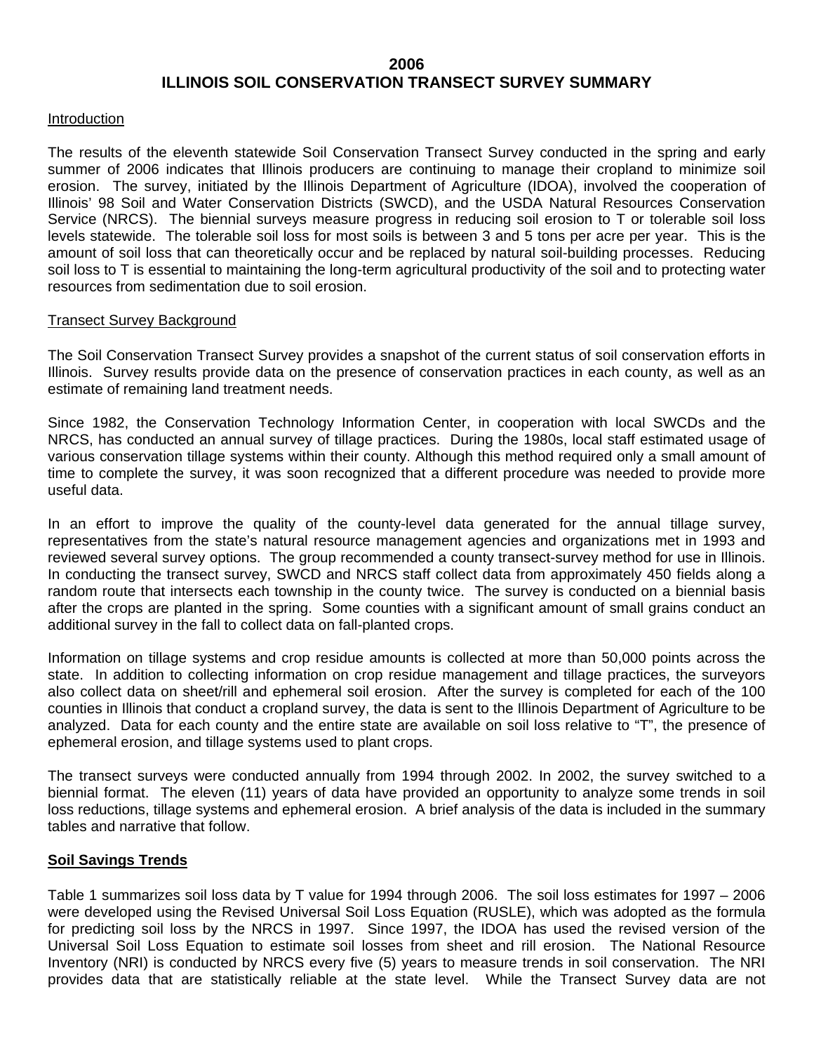# 2006
# ILLINOIS SOIL CONSERVATION TRANSECT SURVEY SUMMARY

## Introduction

The results of the eleventh statewide Soil Conservation Transect Survey conducted in the spring and early summer of 2006 indicates that Illinois producers are continuing to manage their cropland to minimize soil erosion. The survey, initiated by the Illinois Department of Agriculture (IDOA), involved the cooperation of Illinois' 98 Soil and Water Conservation Districts (SWCD), and the USDA Natural Resources Conservation Service (NRCS). The biennial surveys measure progress in reducing soil erosion to T or tolerable soil loss levels statewide. The tolerable soil loss for most soils is between 3 and 5 tons per acre per year. This is the amount of soil loss that can theoretically occur and be replaced by natural soil-building processes. Reducing soil loss to T is essential to maintaining the long-term agricultural productivity of the soil and to protecting water resources from sedimentation due to soil erosion.

## Transect Survey Background

The Soil Conservation Transect Survey provides a snapshot of the current status of soil conservation efforts in Illinois. Survey results provide data on the presence of conservation practices in each county, as well as an estimate of remaining land treatment needs.

Since 1982, the Conservation Technology Information Center, in cooperation with local SWCDs and the NRCS, has conducted an annual survey of tillage practices. During the 1980s, local staff estimated usage of various conservation tillage systems within their county. Although this method required only a small amount of time to complete the survey, it was soon recognized that a different procedure was needed to provide more useful data.

In an effort to improve the quality of the county-level data generated for the annual tillage survey, representatives from the state's natural resource management agencies and organizations met in 1993 and reviewed several survey options. The group recommended a county transect-survey method for use in Illinois. In conducting the transect survey, SWCD and NRCS staff collect data from approximately 450 fields along a random route that intersects each township in the county twice. The survey is conducted on a biennial basis after the crops are planted in the spring. Some counties with a significant amount of small grains conduct an additional survey in the fall to collect data on fall-planted crops.

Information on tillage systems and crop residue amounts is collected at more than 50,000 points across the state. In addition to collecting information on crop residue management and tillage practices, the surveyors also collect data on sheet/rill and ephemeral soil erosion. After the survey is completed for each of the 100 counties in Illinois that conduct a cropland survey, the data is sent to the Illinois Department of Agriculture to be analyzed. Data for each county and the entire state are available on soil loss relative to "T", the presence of ephemeral erosion, and tillage systems used to plant crops.

The transect surveys were conducted annually from 1994 through 2002. In 2002, the survey switched to a biennial format. The eleven (11) years of data have provided an opportunity to analyze some trends in soil loss reductions, tillage systems and ephemeral erosion. A brief analysis of the data is included in the summary tables and narrative that follow.

## **Soil Savings Trends**

Table 1 summarizes soil loss data by T value for 1994 through 2006. The soil loss estimates for 1997 – 2006 were developed using the Revised Universal Soil Loss Equation (RUSLE), which was adopted as the formula for predicting soil loss by the NRCS in 1997. Since 1997, the IDOA has used the revised version of the Universal Soil Loss Equation to estimate soil losses from sheet and rill erosion. The National Resource Inventory (NRI) is conducted by NRCS every five (5) years to measure trends in soil conservation. The NRI provides data that are statistically reliable at the state level. While the Transect Survey data are not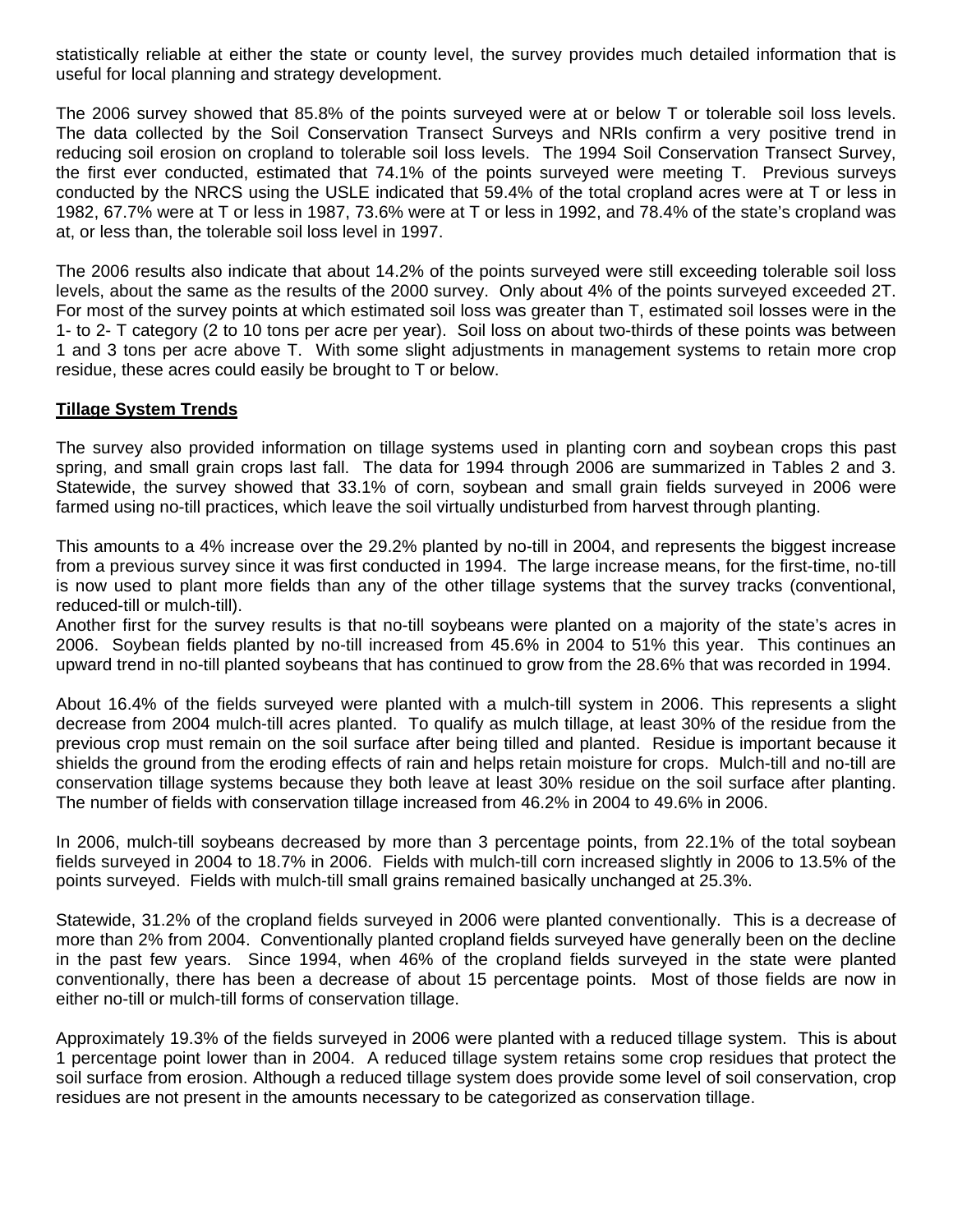statistically reliable at either the state or county level, the survey provides much detailed information that is useful for local planning and strategy development.

The 2006 survey showed that 85.8% of the points surveyed were at or below T or tolerable soil loss levels. The data collected by the Soil Conservation Transect Surveys and NRIs confirm a very positive trend in reducing soil erosion on cropland to tolerable soil loss levels. The 1994 Soil Conservation Transect Survey, the first ever conducted, estimated that 74.1% of the points surveyed were meeting T. Previous surveys conducted by the NRCS using the USLE indicated that 59.4% of the total cropland acres were at T or less in 1982, 67.7% were at T or less in 1987, 73.6% were at T or less in 1992, and 78.4% of the state's cropland was at, or less than, the tolerable soil loss level in 1997.

The 2006 results also indicate that about 14.2% of the points surveyed were still exceeding tolerable soil loss levels, about the same as the results of the 2000 survey. Only about 4% of the points surveyed exceeded 2T. For most of the survey points at which estimated soil loss was greater than T, estimated soil losses were in the 1- to 2- T category (2 to 10 tons per acre per year). Soil loss on about two-thirds of these points was between 1 and 3 tons per acre above T. With some slight adjustments in management systems to retain more crop residue, these acres could easily be brought to T or below.

**Tillage System Trends**

The survey also provided information on tillage systems used in planting corn and soybean crops this past spring, and small grain crops last fall. The data for 1994 through 2006 are summarized in Tables 2 and 3. Statewide, the survey showed that 33.1% of corn, soybean and small grain fields surveyed in 2006 were farmed using no-till practices, which leave the soil virtually undisturbed from harvest through planting.

This amounts to a 4% increase over the 29.2% planted by no-till in 2004, and represents the biggest increase from a previous survey since it was first conducted in 1994. The large increase means, for the first-time, no-till is now used to plant more fields than any of the other tillage systems that the survey tracks (conventional, reduced-till or mulch-till).

Another first for the survey results is that no-till soybeans were planted on a majority of the state's acres in 2006. Soybean fields planted by no-till increased from 45.6% in 2004 to 51% this year. This continues an upward trend in no-till planted soybeans that has continued to grow from the 28.6% that was recorded in 1994.

About 16.4% of the fields surveyed were planted with a mulch-till system in 2006. This represents a slight decrease from 2004 mulch-till acres planted. To qualify as mulch tillage, at least 30% of the residue from the previous crop must remain on the soil surface after being tilled and planted. Residue is important because it shields the ground from the eroding effects of rain and helps retain moisture for crops. Mulch-till and no-till are conservation tillage systems because they both leave at least 30% residue on the soil surface after planting. The number of fields with conservation tillage increased from 46.2% in 2004 to 49.6% in 2006.

In 2006, mulch-till soybeans decreased by more than 3 percentage points, from 22.1% of the total soybean fields surveyed in 2004 to 18.7% in 2006. Fields with mulch-till corn increased slightly in 2006 to 13.5% of the points surveyed. Fields with mulch-till small grains remained basically unchanged at 25.3%.

Statewide, 31.2% of the cropland fields surveyed in 2006 were planted conventionally. This is a decrease of more than 2% from 2004. Conventionally planted cropland fields surveyed have generally been on the decline in the past few years. Since 1994, when 46% of the cropland fields surveyed in the state were planted conventionally, there has been a decrease of about 15 percentage points. Most of those fields are now in either no-till or mulch-till forms of conservation tillage.

Approximately 19.3% of the fields surveyed in 2006 were planted with a reduced tillage system. This is about 1 percentage point lower than in 2004. A reduced tillage system retains some crop residues that protect the soil surface from erosion. Although a reduced tillage system does provide some level of soil conservation, crop residues are not present in the amounts necessary to be categorized as conservation tillage.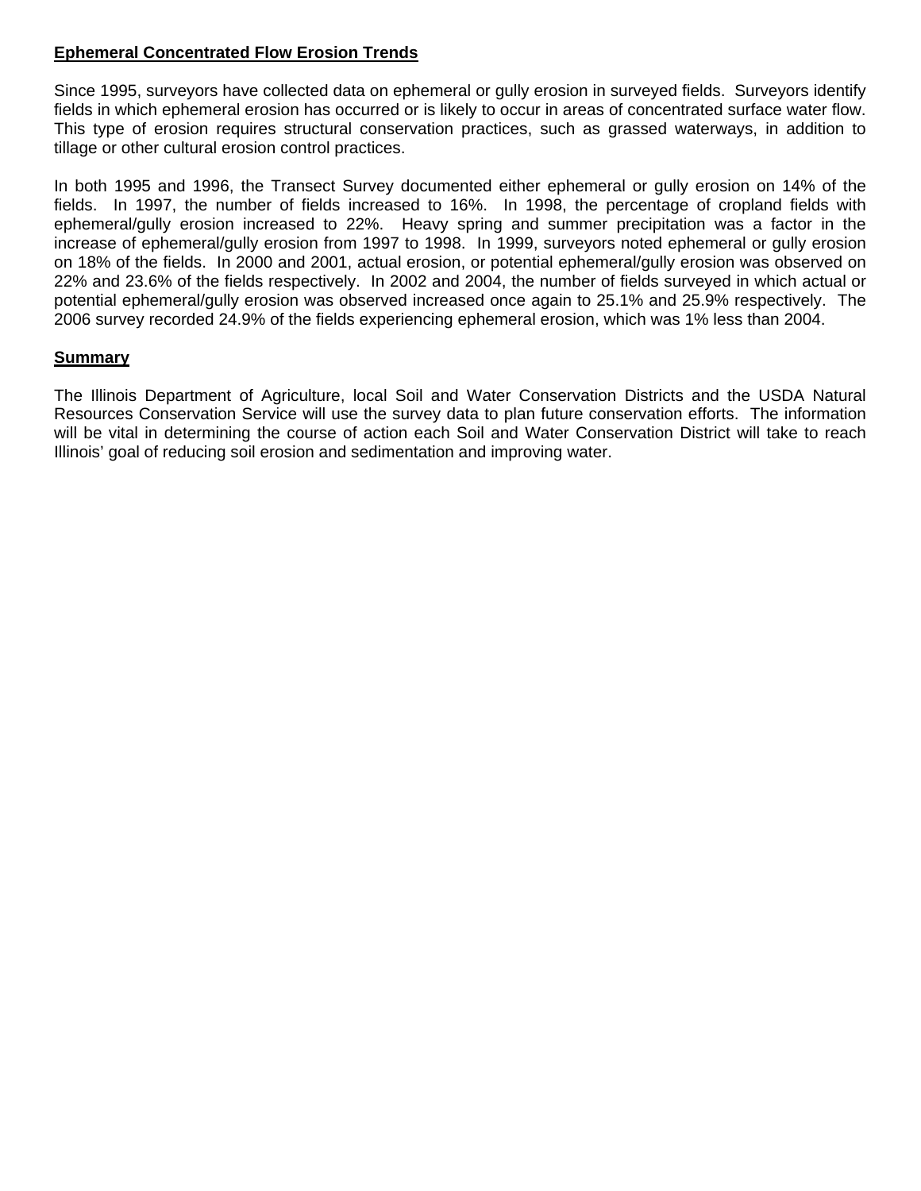## **Ephemeral Concentrated Flow Erosion Trends**

Since 1995, surveyors have collected data on ephemeral or gully erosion in surveyed fields. Surveyors identify fields in which ephemeral erosion has occurred or is likely to occur in areas of concentrated surface water flow. This type of erosion requires structural conservation practices, such as grassed waterways, in addition to tillage or other cultural erosion control practices.

In both 1995 and 1996, the Transect Survey documented either ephemeral or gully erosion on 14% of the fields. In 1997, the number of fields increased to 16%. In 1998, the percentage of cropland fields with ephemeral/gully erosion increased to 22%. Heavy spring and summer precipitation was a factor in the increase of ephemeral/gully erosion from 1997 to 1998. In 1999, surveyors noted ephemeral or gully erosion on 18% of the fields. In 2000 and 2001, actual erosion, or potential ephemeral/gully erosion was observed on 22% and 23.6% of the fields respectively. In 2002 and 2004, the number of fields surveyed in which actual or potential ephemeral/gully erosion was observed increased once again to 25.1% and 25.9% respectively. The 2006 survey recorded 24.9% of the fields experiencing ephemeral erosion, which was 1% less than 2004.

## **Summary**

The Illinois Department of Agriculture, local Soil and Water Conservation Districts and the USDA Natural Resources Conservation Service will use the survey data to plan future conservation efforts. The information will be vital in determining the course of action each Soil and Water Conservation District will take to reach Illinois' goal of reducing soil erosion and sedimentation and improving water.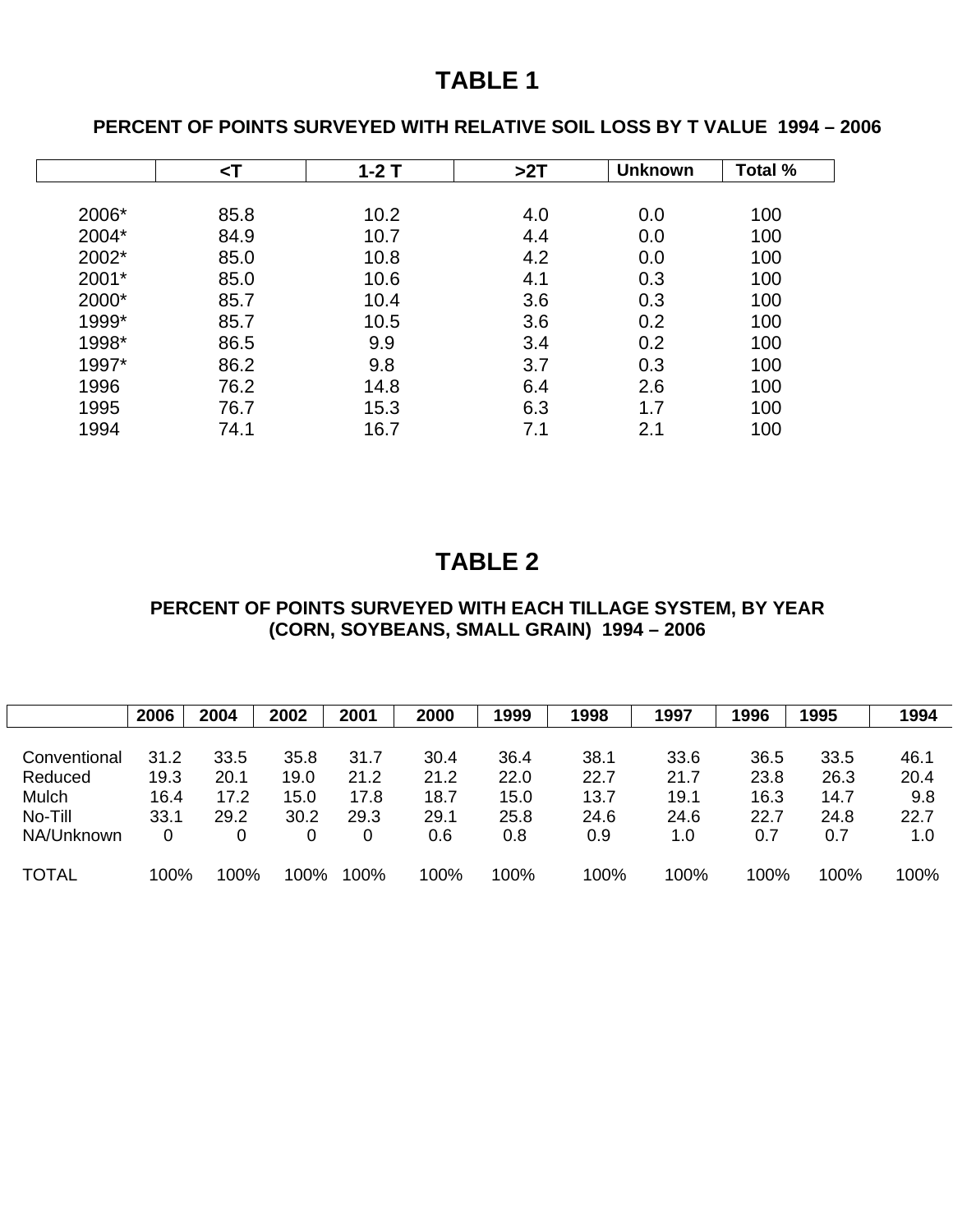# TABLE 1

## PERCENT OF POINTS SURVEYED WITH RELATIVE SOIL LOSS BY T VALUE 1994 – 2006

| | <T | 1-2 T | >2T | Unknown | Total % |
|---|---|---|---|---|---|
| 2006* | 85.8 | 10.2 | 4.0 | 0.0 | 100 |
| 2004* | 84.9 | 10.7 | 4.4 | 0.0 | 100 |
| 2002* | 85.0 | 10.8 | 4.2 | 0.0 | 100 |
| 2001* | 85.0 | 10.6 | 4.1 | 0.3 | 100 |
| 2000* | 85.7 | 10.4 | 3.6 | 0.3 | 100 |
| 1999* | 85.7 | 10.5 | 3.6 | 0.2 | 100 |
| 1998* | 86.5 | 9.9 | 3.4 | 0.2 | 100 |
| 1997* | 86.2 | 9.8 | 3.7 | 0.3 | 100 |
| 1996 | 76.2 | 14.8 | 6.4 | 2.6 | 100 |
| 1995 | 76.7 | 15.3 | 6.3 | 1.7 | 100 |
| 1994 | 74.1 | 16.7 | 7.1 | 2.1 | 100 |

# TABLE 2

## PERCENT OF POINTS SURVEYED WITH EACH TILLAGE SYSTEM, BY YEAR (CORN, SOYBEANS, SMALL GRAIN) 1994 – 2006

| | 2006 | 2004 | 2002 | 2001 | 2000 | 1999 | 1998 | 1997 | 1996 | 1995 | 1994 |
|---|---|---|---|---|---|---|---|---|---|---|---|
| Conventional | 31.2 | 33.5 | 35.8 | 31.7 | 30.4 | 36.4 | 38.1 | 33.6 | 36.5 | 33.5 | 46.1 |
| Reduced | 19.3 | 20.1 | 19.0 | 21.2 | 21.2 | 22.0 | 22.7 | 21.7 | 23.8 | 26.3 | 20.4 |
| Mulch | 16.4 | 17.2 | 15.0 | 17.8 | 18.7 | 15.0 | 13.7 | 19.1 | 16.3 | 14.7 | 9.8 |
| No-Till | 33.1 | 29.2 | 30.2 | 29.3 | 29.1 | 25.8 | 24.6 | 24.6 | 22.7 | 24.8 | 22.7 |
| NA/Unknown | 0 | 0 | 0 | 0 | 0.6 | 0.8 | 0.9 | 1.0 | 0.7 | 0.7 | 1.0 |
| TOTAL | 100% | 100% | 100% | 100% | 100% | 100% | 100% | 100% | 100% | 100% | 100% |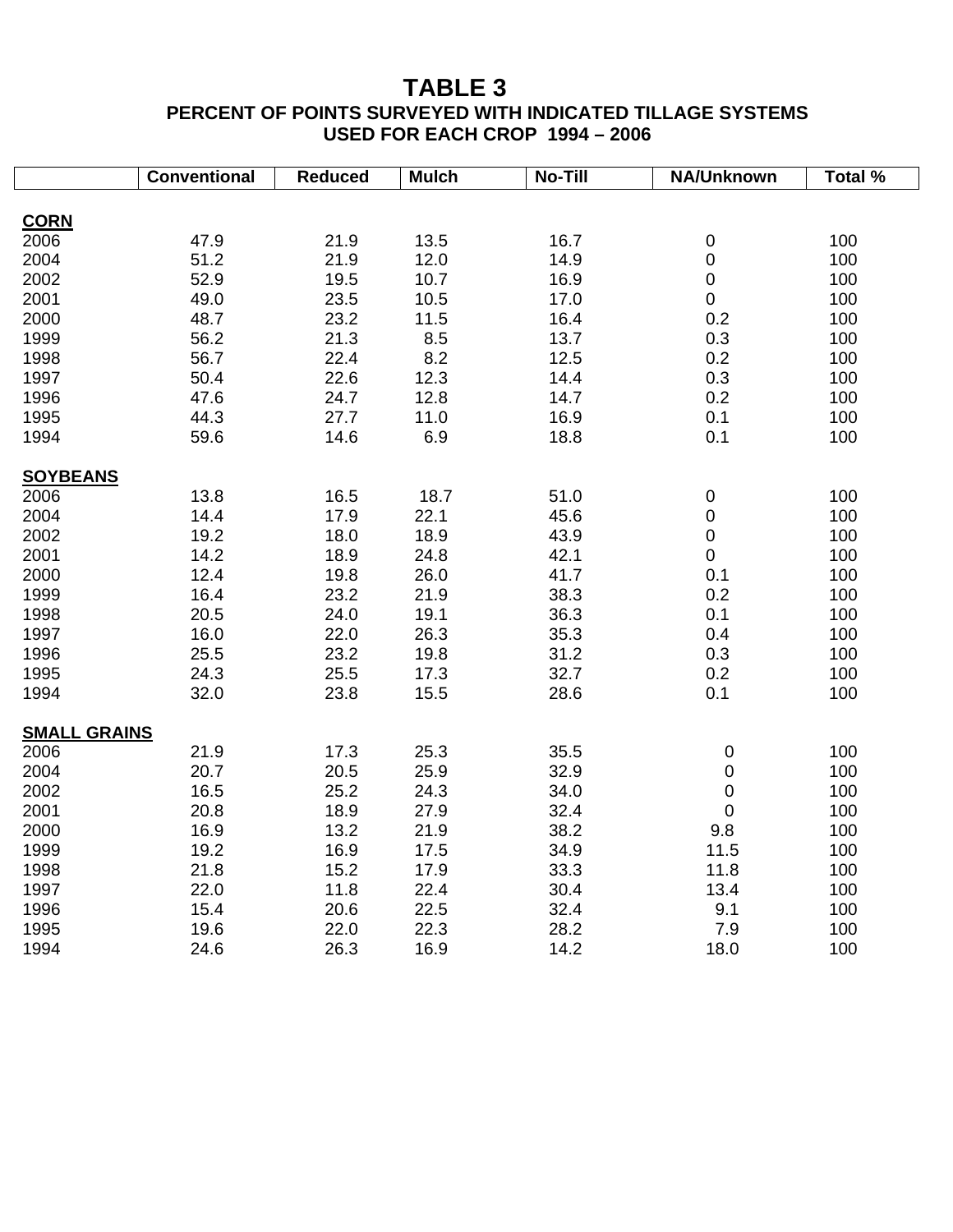# TABLE 3

## PERCENT OF POINTS SURVEYED WITH INDICATED TILLAGE SYSTEMS USED FOR EACH CROP 1994 – 2006

| | Conventional | Reduced | Mulch | No-Till | NA/Unknown | Total % |
|---|---|---|---|---|---|---|
| **CORN** | | | | | | |
| 2006 | 47.9 | 21.9 | 13.5 | 16.7 | 0 | 100 |
| 2004 | 51.2 | 21.9 | 12.0 | 14.9 | 0 | 100 |
| 2002 | 52.9 | 19.5 | 10.7 | 16.9 | 0 | 100 |
| 2001 | 49.0 | 23.5 | 10.5 | 17.0 | 0 | 100 |
| 2000 | 48.7 | 23.2 | 11.5 | 16.4 | 0.2 | 100 |
| 1999 | 56.2 | 21.3 | 8.5 | 13.7 | 0.3 | 100 |
| 1998 | 56.7 | 22.4 | 8.2 | 12.5 | 0.2 | 100 |
| 1997 | 50.4 | 22.6 | 12.3 | 14.4 | 0.3 | 100 |
| 1996 | 47.6 | 24.7 | 12.8 | 14.7 | 0.2 | 100 |
| 1995 | 44.3 | 27.7 | 11.0 | 16.9 | 0.1 | 100 |
| 1994 | 59.6 | 14.6 | 6.9 | 18.8 | 0.1 | 100 |
| **SOYBEANS** | | | | | | |
| 2006 | 13.8 | 16.5 | 18.7 | 51.0 | 0 | 100 |
| 2004 | 14.4 | 17.9 | 22.1 | 45.6 | 0 | 100 |
| 2002 | 19.2 | 18.0 | 18.9 | 43.9 | 0 | 100 |
| 2001 | 14.2 | 18.9 | 24.8 | 42.1 | 0 | 100 |
| 2000 | 12.4 | 19.8 | 26.0 | 41.7 | 0.1 | 100 |
| 1999 | 16.4 | 23.2 | 21.9 | 38.3 | 0.2 | 100 |
| 1998 | 20.5 | 24.0 | 19.1 | 36.3 | 0.1 | 100 |
| 1997 | 16.0 | 22.0 | 26.3 | 35.3 | 0.4 | 100 |
| 1996 | 25.5 | 23.2 | 19.8 | 31.2 | 0.3 | 100 |
| 1995 | 24.3 | 25.5 | 17.3 | 32.7 | 0.2 | 100 |
| 1994 | 32.0 | 23.8 | 15.5 | 28.6 | 0.1 | 100 |
| **SMALL GRAINS** | | | | | | |
| 2006 | 21.9 | 17.3 | 25.3 | 35.5 | 0 | 100 |
| 2004 | 20.7 | 20.5 | 25.9 | 32.9 | 0 | 100 |
| 2002 | 16.5 | 25.2 | 24.3 | 34.0 | 0 | 100 |
| 2001 | 20.8 | 18.9 | 27.9 | 32.4 | 0 | 100 |
| 2000 | 16.9 | 13.2 | 21.9 | 38.2 | 9.8 | 100 |
| 1999 | 19.2 | 16.9 | 17.5 | 34.9 | 11.5 | 100 |
| 1998 | 21.8 | 15.2 | 17.9 | 33.3 | 11.8 | 100 |
| 1997 | 22.0 | 11.8 | 22.4 | 30.4 | 13.4 | 100 |
| 1996 | 15.4 | 20.6 | 22.5 | 32.4 | 9.1 | 100 |
| 1995 | 19.6 | 22.0 | 22.3 | 28.2 | 7.9 | 100 |
| 1994 | 24.6 | 26.3 | 16.9 | 14.2 | 18.0 | 100 |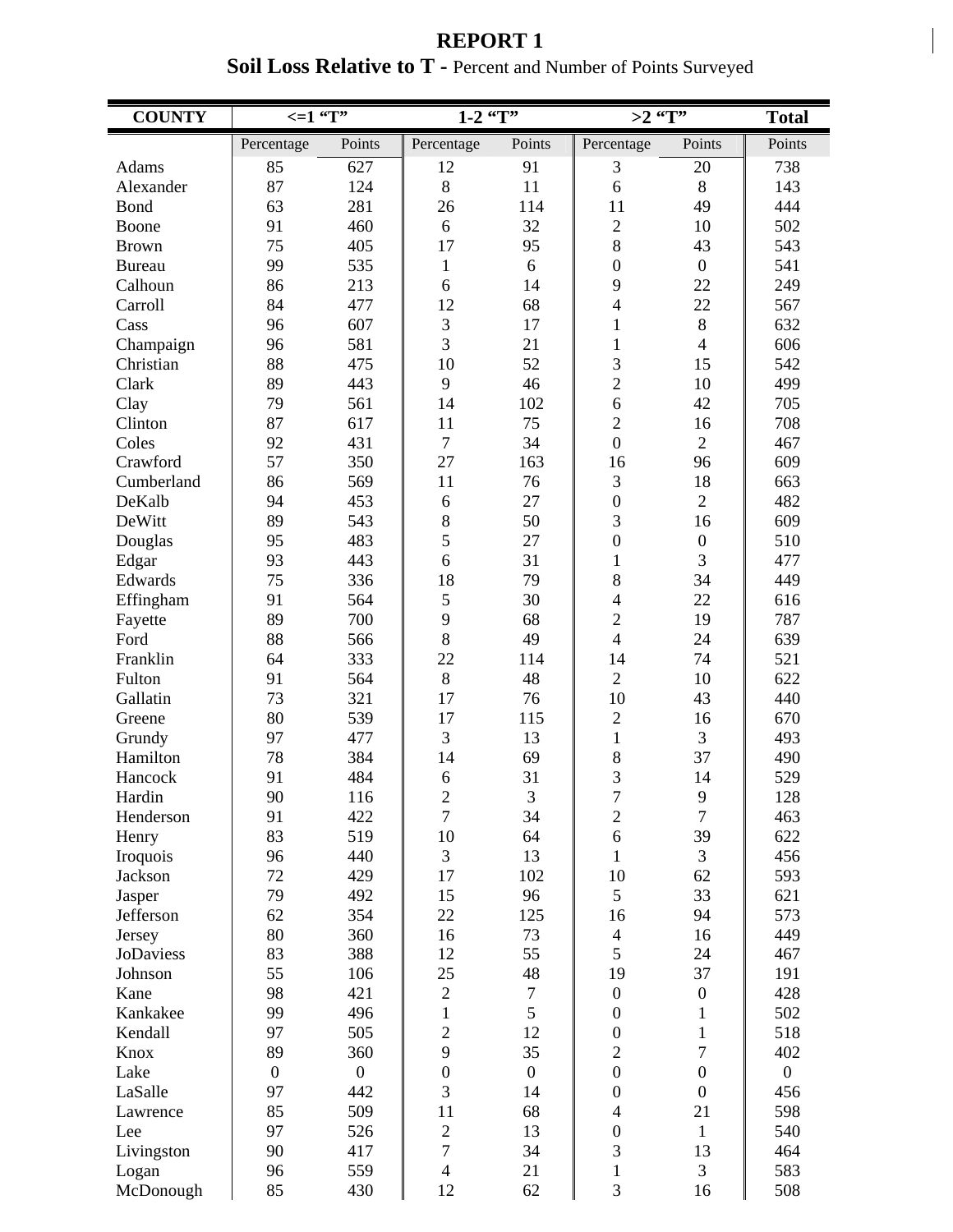# REPORT 1

## Soil Loss Relative to T - Percent and Number of Points Surveyed

| COUNTY | <=1 "T" | | 1-2 "T" | | >2 "T" | | Total |
|---|---|---|---|---|---|---|---|
| | Percentage | Points | Percentage | Points | Percentage | Points | Points |
| Adams | 85 | 627 | 12 | 91 | 3 | 20 | 738 |
| Alexander | 87 | 124 | 8 | 11 | 6 | 8 | 143 |
| Bond | 63 | 281 | 26 | 114 | 11 | 49 | 444 |
| Boone | 91 | 460 | 6 | 32 | 2 | 10 | 502 |
| Brown | 75 | 405 | 17 | 95 | 8 | 43 | 543 |
| Bureau | 99 | 535 | 1 | 6 | 0 | 0 | 541 |
| Calhoun | 86 | 213 | 6 | 14 | 9 | 22 | 249 |
| Carroll | 84 | 477 | 12 | 68 | 4 | 22 | 567 |
| Cass | 96 | 607 | 3 | 17 | 1 | 8 | 632 |
| Champaign | 96 | 581 | 3 | 21 | 1 | 4 | 606 |
| Christian | 88 | 475 | 10 | 52 | 3 | 15 | 542 |
| Clark | 89 | 443 | 9 | 46 | 2 | 10 | 499 |
| Clay | 79 | 561 | 14 | 102 | 6 | 42 | 705 |
| Clinton | 87 | 617 | 11 | 75 | 2 | 16 | 708 |
| Coles | 92 | 431 | 7 | 34 | 0 | 2 | 467 |
| Crawford | 57 | 350 | 27 | 163 | 16 | 96 | 609 |
| Cumberland | 86 | 569 | 11 | 76 | 3 | 18 | 663 |
| DeKalb | 94 | 453 | 6 | 27 | 0 | 2 | 482 |
| DeWitt | 89 | 543 | 8 | 50 | 3 | 16 | 609 |
| Douglas | 95 | 483 | 5 | 27 | 0 | 0 | 510 |
| Edgar | 93 | 443 | 6 | 31 | 1 | 3 | 477 |
| Edwards | 75 | 336 | 18 | 79 | 8 | 34 | 449 |
| Effingham | 91 | 564 | 5 | 30 | 4 | 22 | 616 |
| Fayette | 89 | 700 | 9 | 68 | 2 | 19 | 787 |
| Ford | 88 | 566 | 8 | 49 | 4 | 24 | 639 |
| Franklin | 64 | 333 | 22 | 114 | 14 | 74 | 521 |
| Fulton | 91 | 564 | 8 | 48 | 2 | 10 | 622 |
| Gallatin | 73 | 321 | 17 | 76 | 10 | 43 | 440 |
| Greene | 80 | 539 | 17 | 115 | 2 | 16 | 670 |
| Grundy | 97 | 477 | 3 | 13 | 1 | 3 | 493 |
| Hamilton | 78 | 384 | 14 | 69 | 8 | 37 | 490 |
| Hancock | 91 | 484 | 6 | 31 | 3 | 14 | 529 |
| Hardin | 90 | 116 | 2 | 3 | 7 | 9 | 128 |
| Henderson | 91 | 422 | 7 | 34 | 2 | 7 | 463 |
| Henry | 83 | 519 | 10 | 64 | 6 | 39 | 622 |
| Iroquois | 96 | 440 | 3 | 13 | 1 | 3 | 456 |
| Jackson | 72 | 429 | 17 | 102 | 10 | 62 | 593 |
| Jasper | 79 | 492 | 15 | 96 | 5 | 33 | 621 |
| Jefferson | 62 | 354 | 22 | 125 | 16 | 94 | 573 |
| Jersey | 80 | 360 | 16 | 73 | 4 | 16 | 449 |
| JoDaviess | 83 | 388 | 12 | 55 | 5 | 24 | 467 |
| Johnson | 55 | 106 | 25 | 48 | 19 | 37 | 191 |
| Kane | 98 | 421 | 2 | 7 | 0 | 0 | 428 |
| Kankakee | 99 | 496 | 1 | 5 | 0 | 1 | 502 |
| Kendall | 97 | 505 | 2 | 12 | 0 | 1 | 518 |
| Knox | 89 | 360 | 9 | 35 | 2 | 7 | 402 |
| Lake | 0 | 0 | 0 | 0 | 0 | 0 | 0 |
| LaSalle | 97 | 442 | 3 | 14 | 0 | 0 | 456 |
| Lawrence | 85 | 509 | 11 | 68 | 4 | 21 | 598 |
| Lee | 97 | 526 | 2 | 13 | 0 | 1 | 540 |
| Livingston | 90 | 417 | 7 | 34 | 3 | 13 | 464 |
| Logan | 96 | 559 | 4 | 21 | 1 | 3 | 583 |
| McDonough | 85 | 430 | 12 | 62 | 3 | 16 | 508 |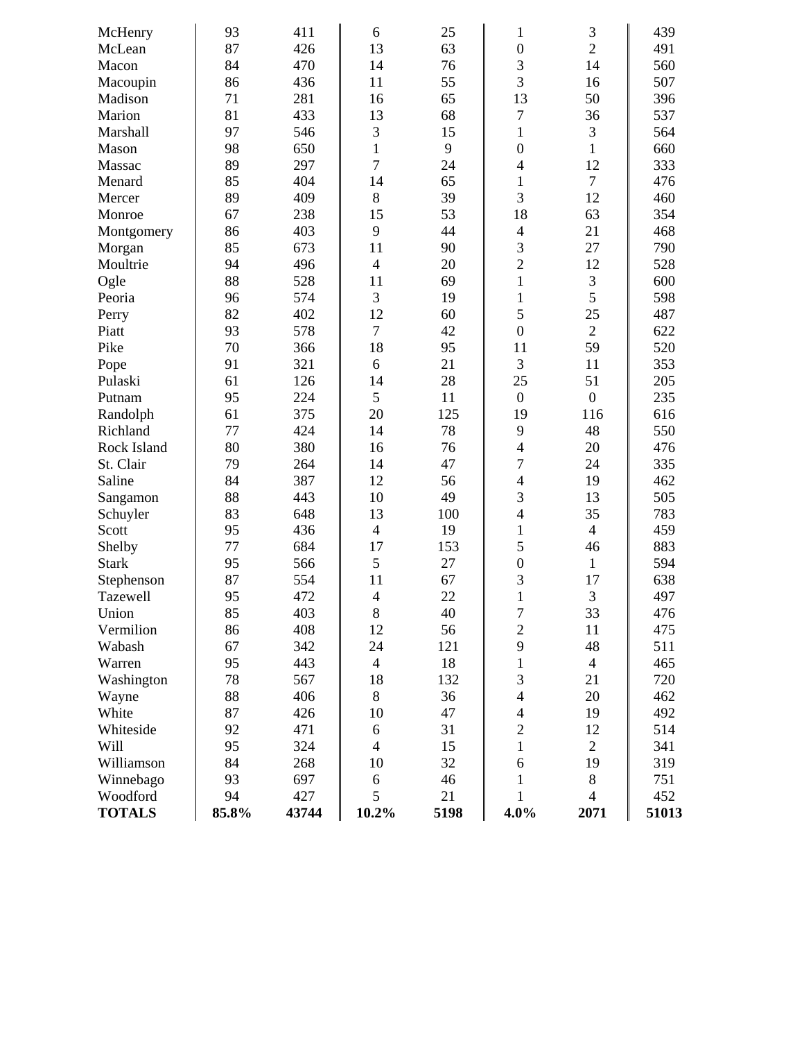| | | | | | | | |
|---|---|---|---|---|---|---|---|
| McHenry | 93 | 411 | 6 | 25 | 1 | 3 | 439 |
| McLean | 87 | 426 | 13 | 63 | 0 | 2 | 491 |
| Macon | 84 | 470 | 14 | 76 | 3 | 14 | 560 |
| Macoupin | 86 | 436 | 11 | 55 | 3 | 16 | 507 |
| Madison | 71 | 281 | 16 | 65 | 13 | 50 | 396 |
| Marion | 81 | 433 | 13 | 68 | 7 | 36 | 537 |
| Marshall | 97 | 546 | 3 | 15 | 1 | 3 | 564 |
| Mason | 98 | 650 | 1 | 9 | 0 | 1 | 660 |
| Massac | 89 | 297 | 7 | 24 | 4 | 12 | 333 |
| Menard | 85 | 404 | 14 | 65 | 1 | 7 | 476 |
| Mercer | 89 | 409 | 8 | 39 | 3 | 12 | 460 |
| Monroe | 67 | 238 | 15 | 53 | 18 | 63 | 354 |
| Montgomery | 86 | 403 | 9 | 44 | 4 | 21 | 468 |
| Morgan | 85 | 673 | 11 | 90 | 3 | 27 | 790 |
| Moultrie | 94 | 496 | 4 | 20 | 2 | 12 | 528 |
| Ogle | 88 | 528 | 11 | 69 | 1 | 3 | 600 |
| Peoria | 96 | 574 | 3 | 19 | 1 | 5 | 598 |
| Perry | 82 | 402 | 12 | 60 | 5 | 25 | 487 |
| Piatt | 93 | 578 | 7 | 42 | 0 | 2 | 622 |
| Pike | 70 | 366 | 18 | 95 | 11 | 59 | 520 |
| Pope | 91 | 321 | 6 | 21 | 3 | 11 | 353 |
| Pulaski | 61 | 126 | 14 | 28 | 25 | 51 | 205 |
| Putnam | 95 | 224 | 5 | 11 | 0 | 0 | 235 |
| Randolph | 61 | 375 | 20 | 125 | 19 | 116 | 616 |
| Richland | 77 | 424 | 14 | 78 | 9 | 48 | 550 |
| Rock Island | 80 | 380 | 16 | 76 | 4 | 20 | 476 |
| St. Clair | 79 | 264 | 14 | 47 | 7 | 24 | 335 |
| Saline | 84 | 387 | 12 | 56 | 4 | 19 | 462 |
| Sangamon | 88 | 443 | 10 | 49 | 3 | 13 | 505 |
| Schuyler | 83 | 648 | 13 | 100 | 4 | 35 | 783 |
| Scott | 95 | 436 | 4 | 19 | 1 | 4 | 459 |
| Shelby | 77 | 684 | 17 | 153 | 5 | 46 | 883 |
| Stark | 95 | 566 | 5 | 27 | 0 | 1 | 594 |
| Stephenson | 87 | 554 | 11 | 67 | 3 | 17 | 638 |
| Tazewell | 95 | 472 | 4 | 22 | 1 | 3 | 497 |
| Union | 85 | 403 | 8 | 40 | 7 | 33 | 476 |
| Vermilion | 86 | 408 | 12 | 56 | 2 | 11 | 475 |
| Wabash | 67 | 342 | 24 | 121 | 9 | 48 | 511 |
| Warren | 95 | 443 | 4 | 18 | 1 | 4 | 465 |
| Washington | 78 | 567 | 18 | 132 | 3 | 21 | 720 |
| Wayne | 88 | 406 | 8 | 36 | 4 | 20 | 462 |
| White | 87 | 426 | 10 | 47 | 4 | 19 | 492 |
| Whiteside | 92 | 471 | 6 | 31 | 2 | 12 | 514 |
| Will | 95 | 324 | 4 | 15 | 1 | 2 | 341 |
| Williamson | 84 | 268 | 10 | 32 | 6 | 19 | 319 |
| Winnebago | 93 | 697 | 6 | 46 | 1 | 8 | 751 |
| Woodford | 94 | 427 | 5 | 21 | 1 | 4 | 452 |
| **TOTALS** | **85.8%** | **43744** | **10.2%** | **5198** | **4.0%** | **2071** | **51013** |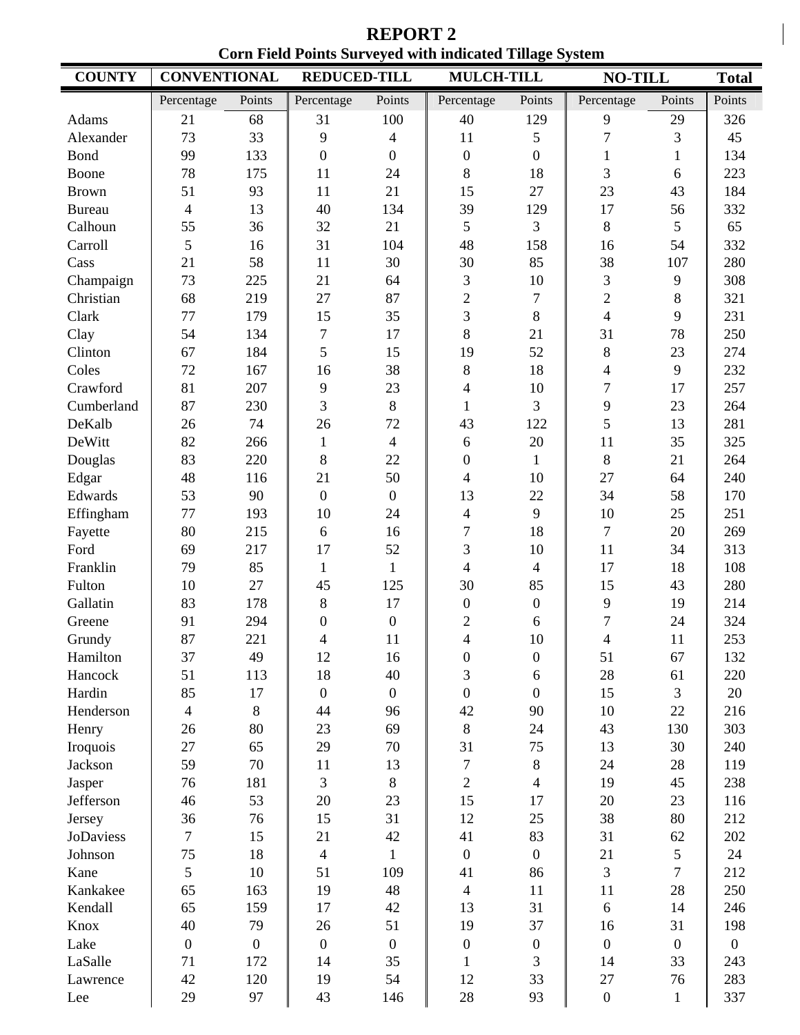# REPORT 2

## Corn Field Points Surveyed with indicated Tillage System

| COUNTY | CONVENTIONAL | | REDUCED-TILL | | MULCH-TILL | | NO-TILL | | Total |
|---|---|---|---|---|---|---|---|---|---|
| | Percentage | Points | Percentage | Points | Percentage | Points | Percentage | Points | Points |
| Adams | 21 | 68 | 31 | 100 | 40 | 129 | 9 | 29 | 326 |
| Alexander | 73 | 33 | 9 | 4 | 11 | 5 | 7 | 3 | 45 |
| Bond | 99 | 133 | 0 | 0 | 0 | 0 | 1 | 1 | 134 |
| Boone | 78 | 175 | 11 | 24 | 8 | 18 | 3 | 6 | 223 |
| Brown | 51 | 93 | 11 | 21 | 15 | 27 | 23 | 43 | 184 |
| Bureau | 4 | 13 | 40 | 134 | 39 | 129 | 17 | 56 | 332 |
| Calhoun | 55 | 36 | 32 | 21 | 5 | 3 | 8 | 5 | 65 |
| Carroll | 5 | 16 | 31 | 104 | 48 | 158 | 16 | 54 | 332 |
| Cass | 21 | 58 | 11 | 30 | 30 | 85 | 38 | 107 | 280 |
| Champaign | 73 | 225 | 21 | 64 | 3 | 10 | 3 | 9 | 308 |
| Christian | 68 | 219 | 27 | 87 | 2 | 7 | 2 | 8 | 321 |
| Clark | 77 | 179 | 15 | 35 | 3 | 8 | 4 | 9 | 231 |
| Clay | 54 | 134 | 7 | 17 | 8 | 21 | 31 | 78 | 250 |
| Clinton | 67 | 184 | 5 | 15 | 19 | 52 | 8 | 23 | 274 |
| Coles | 72 | 167 | 16 | 38 | 8 | 18 | 4 | 9 | 232 |
| Crawford | 81 | 207 | 9 | 23 | 4 | 10 | 7 | 17 | 257 |
| Cumberland | 87 | 230 | 3 | 8 | 1 | 3 | 9 | 23 | 264 |
| DeKalb | 26 | 74 | 26 | 72 | 43 | 122 | 5 | 13 | 281 |
| DeWitt | 82 | 266 | 1 | 4 | 6 | 20 | 11 | 35 | 325 |
| Douglas | 83 | 220 | 8 | 22 | 0 | 1 | 8 | 21 | 264 |
| Edgar | 48 | 116 | 21 | 50 | 4 | 10 | 27 | 64 | 240 |
| Edwards | 53 | 90 | 0 | 0 | 13 | 22 | 34 | 58 | 170 |
| Effingham | 77 | 193 | 10 | 24 | 4 | 9 | 10 | 25 | 251 |
| Fayette | 80 | 215 | 6 | 16 | 7 | 18 | 7 | 20 | 269 |
| Ford | 69 | 217 | 17 | 52 | 3 | 10 | 11 | 34 | 313 |
| Franklin | 79 | 85 | 1 | 1 | 4 | 4 | 17 | 18 | 108 |
| Fulton | 10 | 27 | 45 | 125 | 30 | 85 | 15 | 43 | 280 |
| Gallatin | 83 | 178 | 8 | 17 | 0 | 0 | 9 | 19 | 214 |
| Greene | 91 | 294 | 0 | 0 | 2 | 6 | 7 | 24 | 324 |
| Grundy | 87 | 221 | 4 | 11 | 4 | 10 | 4 | 11 | 253 |
| Hamilton | 37 | 49 | 12 | 16 | 0 | 0 | 51 | 67 | 132 |
| Hancock | 51 | 113 | 18 | 40 | 3 | 6 | 28 | 61 | 220 |
| Hardin | 85 | 17 | 0 | 0 | 0 | 0 | 15 | 3 | 20 |
| Henderson | 4 | 8 | 44 | 96 | 42 | 90 | 10 | 22 | 216 |
| Henry | 26 | 80 | 23 | 69 | 8 | 24 | 43 | 130 | 303 |
| Iroquois | 27 | 65 | 29 | 70 | 31 | 75 | 13 | 30 | 240 |
| Jackson | 59 | 70 | 11 | 13 | 7 | 8 | 24 | 28 | 119 |
| Jasper | 76 | 181 | 3 | 8 | 2 | 4 | 19 | 45 | 238 |
| Jefferson | 46 | 53 | 20 | 23 | 15 | 17 | 20 | 23 | 116 |
| Jersey | 36 | 76 | 15 | 31 | 12 | 25 | 38 | 80 | 212 |
| JoDaviess | 7 | 15 | 21 | 42 | 41 | 83 | 31 | 62 | 202 |
| Johnson | 75 | 18 | 4 | 1 | 0 | 0 | 21 | 5 | 24 |
| Kane | 5 | 10 | 51 | 109 | 41 | 86 | 3 | 7 | 212 |
| Kankakee | 65 | 163 | 19 | 48 | 4 | 11 | 11 | 28 | 250 |
| Kendall | 65 | 159 | 17 | 42 | 13 | 31 | 6 | 14 | 246 |
| Knox | 40 | 79 | 26 | 51 | 19 | 37 | 16 | 31 | 198 |
| Lake | 0 | 0 | 0 | 0 | 0 | 0 | 0 | 0 | 0 |
| LaSalle | 71 | 172 | 14 | 35 | 1 | 3 | 14 | 33 | 243 |
| Lawrence | 42 | 120 | 19 | 54 | 12 | 33 | 27 | 76 | 283 |
| Lee | 29 | 97 | 43 | 146 | 28 | 93 | 0 | 1 | 337 |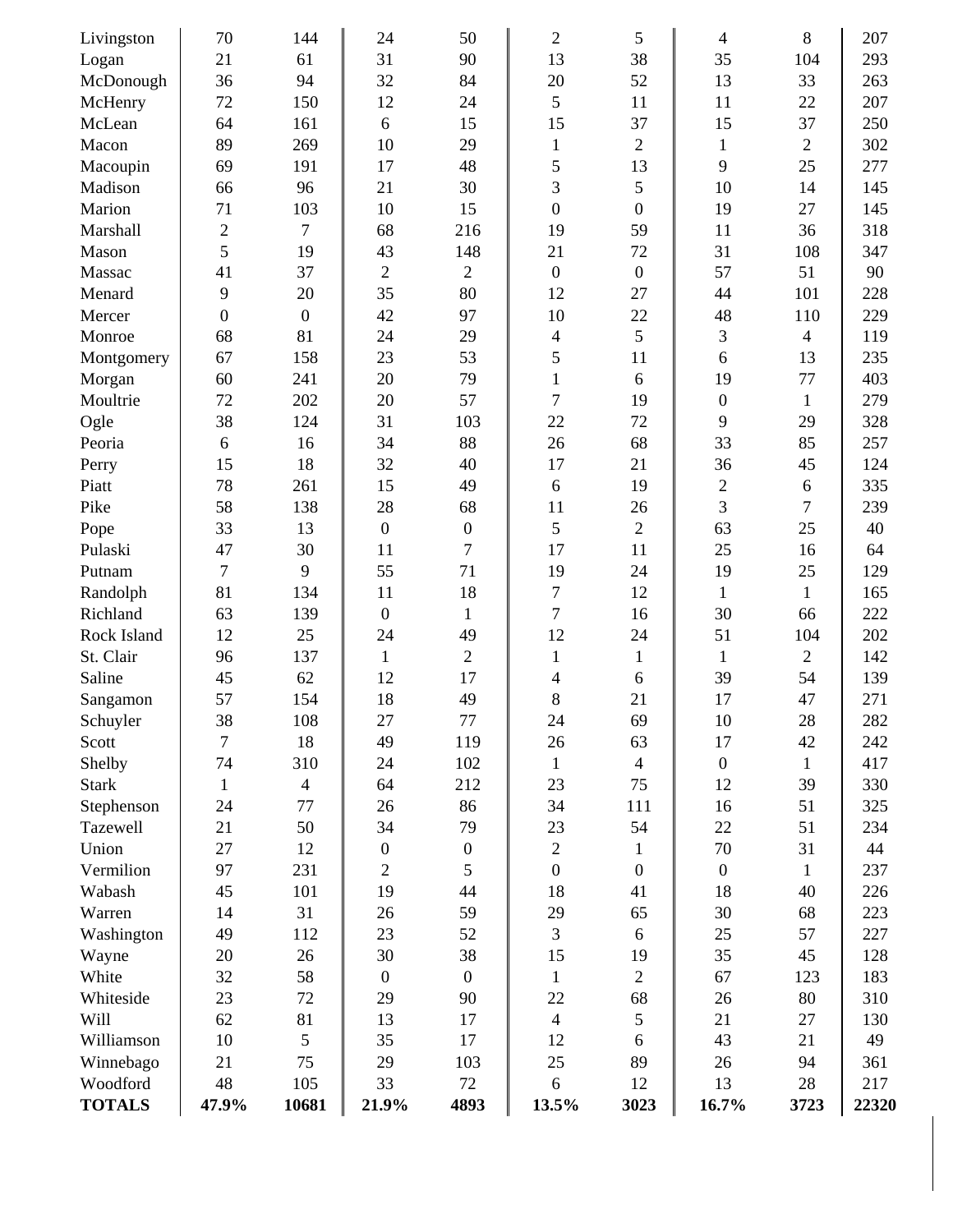| | | | | | | | | | |
|---|---|---|---|---|---|---|---|---|---|
| Livingston | 70 | 144 | 24 | 50 | 2 | 5 | 4 | 8 | 207 |
| Logan | 21 | 61 | 31 | 90 | 13 | 38 | 35 | 104 | 293 |
| McDonough | 36 | 94 | 32 | 84 | 20 | 52 | 13 | 33 | 263 |
| McHenry | 72 | 150 | 12 | 24 | 5 | 11 | 11 | 22 | 207 |
| McLean | 64 | 161 | 6 | 15 | 15 | 37 | 15 | 37 | 250 |
| Macon | 89 | 269 | 10 | 29 | 1 | 2 | 1 | 2 | 302 |
| Macoupin | 69 | 191 | 17 | 48 | 5 | 13 | 9 | 25 | 277 |
| Madison | 66 | 96 | 21 | 30 | 3 | 5 | 10 | 14 | 145 |
| Marion | 71 | 103 | 10 | 15 | 0 | 0 | 19 | 27 | 145 |
| Marshall | 2 | 7 | 68 | 216 | 19 | 59 | 11 | 36 | 318 |
| Mason | 5 | 19 | 43 | 148 | 21 | 72 | 31 | 108 | 347 |
| Massac | 41 | 37 | 2 | 2 | 0 | 0 | 57 | 51 | 90 |
| Menard | 9 | 20 | 35 | 80 | 12 | 27 | 44 | 101 | 228 |
| Mercer | 0 | 0 | 42 | 97 | 10 | 22 | 48 | 110 | 229 |
| Monroe | 68 | 81 | 24 | 29 | 4 | 5 | 3 | 4 | 119 |
| Montgomery | 67 | 158 | 23 | 53 | 5 | 11 | 6 | 13 | 235 |
| Morgan | 60 | 241 | 20 | 79 | 1 | 6 | 19 | 77 | 403 |
| Moultrie | 72 | 202 | 20 | 57 | 7 | 19 | 0 | 1 | 279 |
| Ogle | 38 | 124 | 31 | 103 | 22 | 72 | 9 | 29 | 328 |
| Peoria | 6 | 16 | 34 | 88 | 26 | 68 | 33 | 85 | 257 |
| Perry | 15 | 18 | 32 | 40 | 17 | 21 | 36 | 45 | 124 |
| Piatt | 78 | 261 | 15 | 49 | 6 | 19 | 2 | 6 | 335 |
| Pike | 58 | 138 | 28 | 68 | 11 | 26 | 3 | 7 | 239 |
| Pope | 33 | 13 | 0 | 0 | 5 | 2 | 63 | 25 | 40 |
| Pulaski | 47 | 30 | 11 | 7 | 17 | 11 | 25 | 16 | 64 |
| Putnam | 7 | 9 | 55 | 71 | 19 | 24 | 19 | 25 | 129 |
| Randolph | 81 | 134 | 11 | 18 | 7 | 12 | 1 | 1 | 165 |
| Richland | 63 | 139 | 0 | 1 | 7 | 16 | 30 | 66 | 222 |
| Rock Island | 12 | 25 | 24 | 49 | 12 | 24 | 51 | 104 | 202 |
| St. Clair | 96 | 137 | 1 | 2 | 1 | 1 | 1 | 2 | 142 |
| Saline | 45 | 62 | 12 | 17 | 4 | 6 | 39 | 54 | 139 |
| Sangamon | 57 | 154 | 18 | 49 | 8 | 21 | 17 | 47 | 271 |
| Schuyler | 38 | 108 | 27 | 77 | 24 | 69 | 10 | 28 | 282 |
| Scott | 7 | 18 | 49 | 119 | 26 | 63 | 17 | 42 | 242 |
| Shelby | 74 | 310 | 24 | 102 | 1 | 4 | 0 | 1 | 417 |
| Stark | 1 | 4 | 64 | 212 | 23 | 75 | 12 | 39 | 330 |
| Stephenson | 24 | 77 | 26 | 86 | 34 | 111 | 16 | 51 | 325 |
| Tazewell | 21 | 50 | 34 | 79 | 23 | 54 | 22 | 51 | 234 |
| Union | 27 | 12 | 0 | 0 | 2 | 1 | 70 | 31 | 44 |
| Vermilion | 97 | 231 | 2 | 5 | 0 | 0 | 0 | 1 | 237 |
| Wabash | 45 | 101 | 19 | 44 | 18 | 41 | 18 | 40 | 226 |
| Warren | 14 | 31 | 26 | 59 | 29 | 65 | 30 | 68 | 223 |
| Washington | 49 | 112 | 23 | 52 | 3 | 6 | 25 | 57 | 227 |
| Wayne | 20 | 26 | 30 | 38 | 15 | 19 | 35 | 45 | 128 |
| White | 32 | 58 | 0 | 0 | 1 | 2 | 67 | 123 | 183 |
| Whiteside | 23 | 72 | 29 | 90 | 22 | 68 | 26 | 80 | 310 |
| Will | 62 | 81 | 13 | 17 | 4 | 5 | 21 | 27 | 130 |
| Williamson | 10 | 5 | 35 | 17 | 12 | 6 | 43 | 21 | 49 |
| Winnebago | 21 | 75 | 29 | 103 | 25 | 89 | 26 | 94 | 361 |
| Woodford | 48 | 105 | 33 | 72 | 6 | 12 | 13 | 28 | 217 |
| **TOTALS** | **47.9%** | **10681** | **21.9%** | **4893** | **13.5%** | **3023** | **16.7%** | **3723** | **22320** |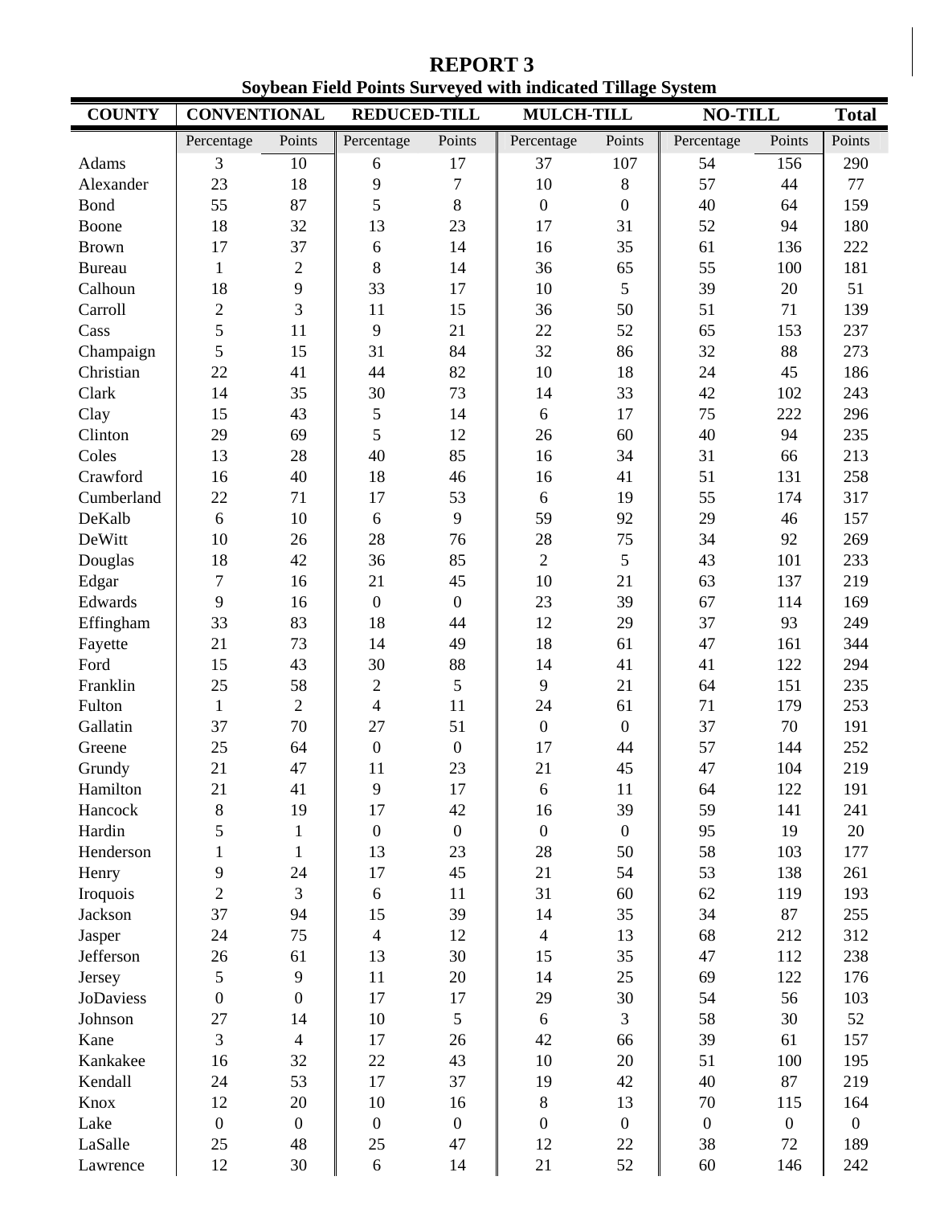# REPORT 3

## Soybean Field Points Surveyed with indicated Tillage System

| COUNTY | CONVENTIONAL | | REDUCED-TILL | | MULCH-TILL | | NO-TILL | | Total |
|---|---|---|---|---|---|---|---|---|---|
| | Percentage | Points | Percentage | Points | Percentage | Points | Percentage | Points | Points |
| Adams | 3 | 10 | 6 | 17 | 37 | 107 | 54 | 156 | 290 |
| Alexander | 23 | 18 | 9 | 7 | 10 | 8 | 57 | 44 | 77 |
| Bond | 55 | 87 | 5 | 8 | 0 | 0 | 40 | 64 | 159 |
| Boone | 18 | 32 | 13 | 23 | 17 | 31 | 52 | 94 | 180 |
| Brown | 17 | 37 | 6 | 14 | 16 | 35 | 61 | 136 | 222 |
| Bureau | 1 | 2 | 8 | 14 | 36 | 65 | 55 | 100 | 181 |
| Calhoun | 18 | 9 | 33 | 17 | 10 | 5 | 39 | 20 | 51 |
| Carroll | 2 | 3 | 11 | 15 | 36 | 50 | 51 | 71 | 139 |
| Cass | 5 | 11 | 9 | 21 | 22 | 52 | 65 | 153 | 237 |
| Champaign | 5 | 15 | 31 | 84 | 32 | 86 | 32 | 88 | 273 |
| Christian | 22 | 41 | 44 | 82 | 10 | 18 | 24 | 45 | 186 |
| Clark | 14 | 35 | 30 | 73 | 14 | 33 | 42 | 102 | 243 |
| Clay | 15 | 43 | 5 | 14 | 6 | 17 | 75 | 222 | 296 |
| Clinton | 29 | 69 | 5 | 12 | 26 | 60 | 40 | 94 | 235 |
| Coles | 13 | 28 | 40 | 85 | 16 | 34 | 31 | 66 | 213 |
| Crawford | 16 | 40 | 18 | 46 | 16 | 41 | 51 | 131 | 258 |
| Cumberland | 22 | 71 | 17 | 53 | 6 | 19 | 55 | 174 | 317 |
| DeKalb | 6 | 10 | 6 | 9 | 59 | 92 | 29 | 46 | 157 |
| DeWitt | 10 | 26 | 28 | 76 | 28 | 75 | 34 | 92 | 269 |
| Douglas | 18 | 42 | 36 | 85 | 2 | 5 | 43 | 101 | 233 |
| Edgar | 7 | 16 | 21 | 45 | 10 | 21 | 63 | 137 | 219 |
| Edwards | 9 | 16 | 0 | 0 | 23 | 39 | 67 | 114 | 169 |
| Effingham | 33 | 83 | 18 | 44 | 12 | 29 | 37 | 93 | 249 |
| Fayette | 21 | 73 | 14 | 49 | 18 | 61 | 47 | 161 | 344 |
| Ford | 15 | 43 | 30 | 88 | 14 | 41 | 41 | 122 | 294 |
| Franklin | 25 | 58 | 2 | 5 | 9 | 21 | 64 | 151 | 235 |
| Fulton | 1 | 2 | 4 | 11 | 24 | 61 | 71 | 179 | 253 |
| Gallatin | 37 | 70 | 27 | 51 | 0 | 0 | 37 | 70 | 191 |
| Greene | 25 | 64 | 0 | 0 | 17 | 44 | 57 | 144 | 252 |
| Grundy | 21 | 47 | 11 | 23 | 21 | 45 | 47 | 104 | 219 |
| Hamilton | 21 | 41 | 9 | 17 | 6 | 11 | 64 | 122 | 191 |
| Hancock | 8 | 19 | 17 | 42 | 16 | 39 | 59 | 141 | 241 |
| Hardin | 5 | 1 | 0 | 0 | 0 | 0 | 95 | 19 | 20 |
| Henderson | 1 | 1 | 13 | 23 | 28 | 50 | 58 | 103 | 177 |
| Henry | 9 | 24 | 17 | 45 | 21 | 54 | 53 | 138 | 261 |
| Iroquois | 2 | 3 | 6 | 11 | 31 | 60 | 62 | 119 | 193 |
| Jackson | 37 | 94 | 15 | 39 | 14 | 35 | 34 | 87 | 255 |
| Jasper | 24 | 75 | 4 | 12 | 4 | 13 | 68 | 212 | 312 |
| Jefferson | 26 | 61 | 13 | 30 | 15 | 35 | 47 | 112 | 238 |
| Jersey | 5 | 9 | 11 | 20 | 14 | 25 | 69 | 122 | 176 |
| JoDaviess | 0 | 0 | 17 | 17 | 29 | 30 | 54 | 56 | 103 |
| Johnson | 27 | 14 | 10 | 5 | 6 | 3 | 58 | 30 | 52 |
| Kane | 3 | 4 | 17 | 26 | 42 | 66 | 39 | 61 | 157 |
| Kankakee | 16 | 32 | 22 | 43 | 10 | 20 | 51 | 100 | 195 |
| Kendall | 24 | 53 | 17 | 37 | 19 | 42 | 40 | 87 | 219 |
| Knox | 12 | 20 | 10 | 16 | 8 | 13 | 70 | 115 | 164 |
| Lake | 0 | 0 | 0 | 0 | 0 | 0 | 0 | 0 | 0 |
| LaSalle | 25 | 48 | 25 | 47 | 12 | 22 | 38 | 72 | 189 |
| Lawrence | 12 | 30 | 6 | 14 | 21 | 52 | 60 | 146 | 242 |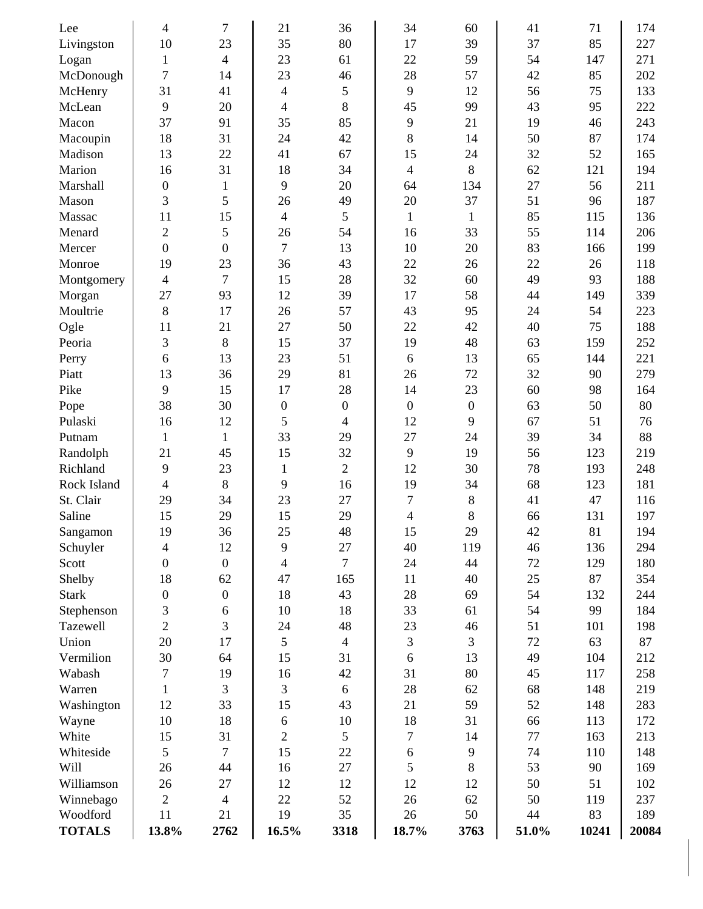| | | | | | | | | | |
|---|---|---|---|---|---|---|---|---|---|
| Lee | 4 | 7 | 21 | 36 | 34 | 60 | 41 | 71 | 174 |
| Livingston | 10 | 23 | 35 | 80 | 17 | 39 | 37 | 85 | 227 |
| Logan | 1 | 4 | 23 | 61 | 22 | 59 | 54 | 147 | 271 |
| McDonough | 7 | 14 | 23 | 46 | 28 | 57 | 42 | 85 | 202 |
| McHenry | 31 | 41 | 4 | 5 | 9 | 12 | 56 | 75 | 133 |
| McLean | 9 | 20 | 4 | 8 | 45 | 99 | 43 | 95 | 222 |
| Macon | 37 | 91 | 35 | 85 | 9 | 21 | 19 | 46 | 243 |
| Macoupin | 18 | 31 | 24 | 42 | 8 | 14 | 50 | 87 | 174 |
| Madison | 13 | 22 | 41 | 67 | 15 | 24 | 32 | 52 | 165 |
| Marion | 16 | 31 | 18 | 34 | 4 | 8 | 62 | 121 | 194 |
| Marshall | 0 | 1 | 9 | 20 | 64 | 134 | 27 | 56 | 211 |
| Mason | 3 | 5 | 26 | 49 | 20 | 37 | 51 | 96 | 187 |
| Massac | 11 | 15 | 4 | 5 | 1 | 1 | 85 | 115 | 136 |
| Menard | 2 | 5 | 26 | 54 | 16 | 33 | 55 | 114 | 206 |
| Mercer | 0 | 0 | 7 | 13 | 10 | 20 | 83 | 166 | 199 |
| Monroe | 19 | 23 | 36 | 43 | 22 | 26 | 22 | 26 | 118 |
| Montgomery | 4 | 7 | 15 | 28 | 32 | 60 | 49 | 93 | 188 |
| Morgan | 27 | 93 | 12 | 39 | 17 | 58 | 44 | 149 | 339 |
| Moultrie | 8 | 17 | 26 | 57 | 43 | 95 | 24 | 54 | 223 |
| Ogle | 11 | 21 | 27 | 50 | 22 | 42 | 40 | 75 | 188 |
| Peoria | 3 | 8 | 15 | 37 | 19 | 48 | 63 | 159 | 252 |
| Perry | 6 | 13 | 23 | 51 | 6 | 13 | 65 | 144 | 221 |
| Piatt | 13 | 36 | 29 | 81 | 26 | 72 | 32 | 90 | 279 |
| Pike | 9 | 15 | 17 | 28 | 14 | 23 | 60 | 98 | 164 |
| Pope | 38 | 30 | 0 | 0 | 0 | 0 | 63 | 50 | 80 |
| Pulaski | 16 | 12 | 5 | 4 | 12 | 9 | 67 | 51 | 76 |
| Putnam | 1 | 1 | 33 | 29 | 27 | 24 | 39 | 34 | 88 |
| Randolph | 21 | 45 | 15 | 32 | 9 | 19 | 56 | 123 | 219 |
| Richland | 9 | 23 | 1 | 2 | 12 | 30 | 78 | 193 | 248 |
| Rock Island | 4 | 8 | 9 | 16 | 19 | 34 | 68 | 123 | 181 |
| St. Clair | 29 | 34 | 23 | 27 | 7 | 8 | 41 | 47 | 116 |
| Saline | 15 | 29 | 15 | 29 | 4 | 8 | 66 | 131 | 197 |
| Sangamon | 19 | 36 | 25 | 48 | 15 | 29 | 42 | 81 | 194 |
| Schuyler | 4 | 12 | 9 | 27 | 40 | 119 | 46 | 136 | 294 |
| Scott | 0 | 0 | 4 | 7 | 24 | 44 | 72 | 129 | 180 |
| Shelby | 18 | 62 | 47 | 165 | 11 | 40 | 25 | 87 | 354 |
| Stark | 0 | 0 | 18 | 43 | 28 | 69 | 54 | 132 | 244 |
| Stephenson | 3 | 6 | 10 | 18 | 33 | 61 | 54 | 99 | 184 |
| Tazewell | 2 | 3 | 24 | 48 | 23 | 46 | 51 | 101 | 198 |
| Union | 20 | 17 | 5 | 4 | 3 | 3 | 72 | 63 | 87 |
| Vermilion | 30 | 64 | 15 | 31 | 6 | 13 | 49 | 104 | 212 |
| Wabash | 7 | 19 | 16 | 42 | 31 | 80 | 45 | 117 | 258 |
| Warren | 1 | 3 | 3 | 6 | 28 | 62 | 68 | 148 | 219 |
| Washington | 12 | 33 | 15 | 43 | 21 | 59 | 52 | 148 | 283 |
| Wayne | 10 | 18 | 6 | 10 | 18 | 31 | 66 | 113 | 172 |
| White | 15 | 31 | 2 | 5 | 7 | 14 | 77 | 163 | 213 |
| Whiteside | 5 | 7 | 15 | 22 | 6 | 9 | 74 | 110 | 148 |
| Will | 26 | 44 | 16 | 27 | 5 | 8 | 53 | 90 | 169 |
| Williamson | 26 | 27 | 12 | 12 | 12 | 12 | 50 | 51 | 102 |
| Winnebago | 2 | 4 | 22 | 52 | 26 | 62 | 50 | 119 | 237 |
| Woodford | 11 | 21 | 19 | 35 | 26 | 50 | 44 | 83 | 189 |
| **TOTALS** | **13.8%** | **2762** | **16.5%** | **3318** | **18.7%** | **3763** | **51.0%** | **10241** | **20084** |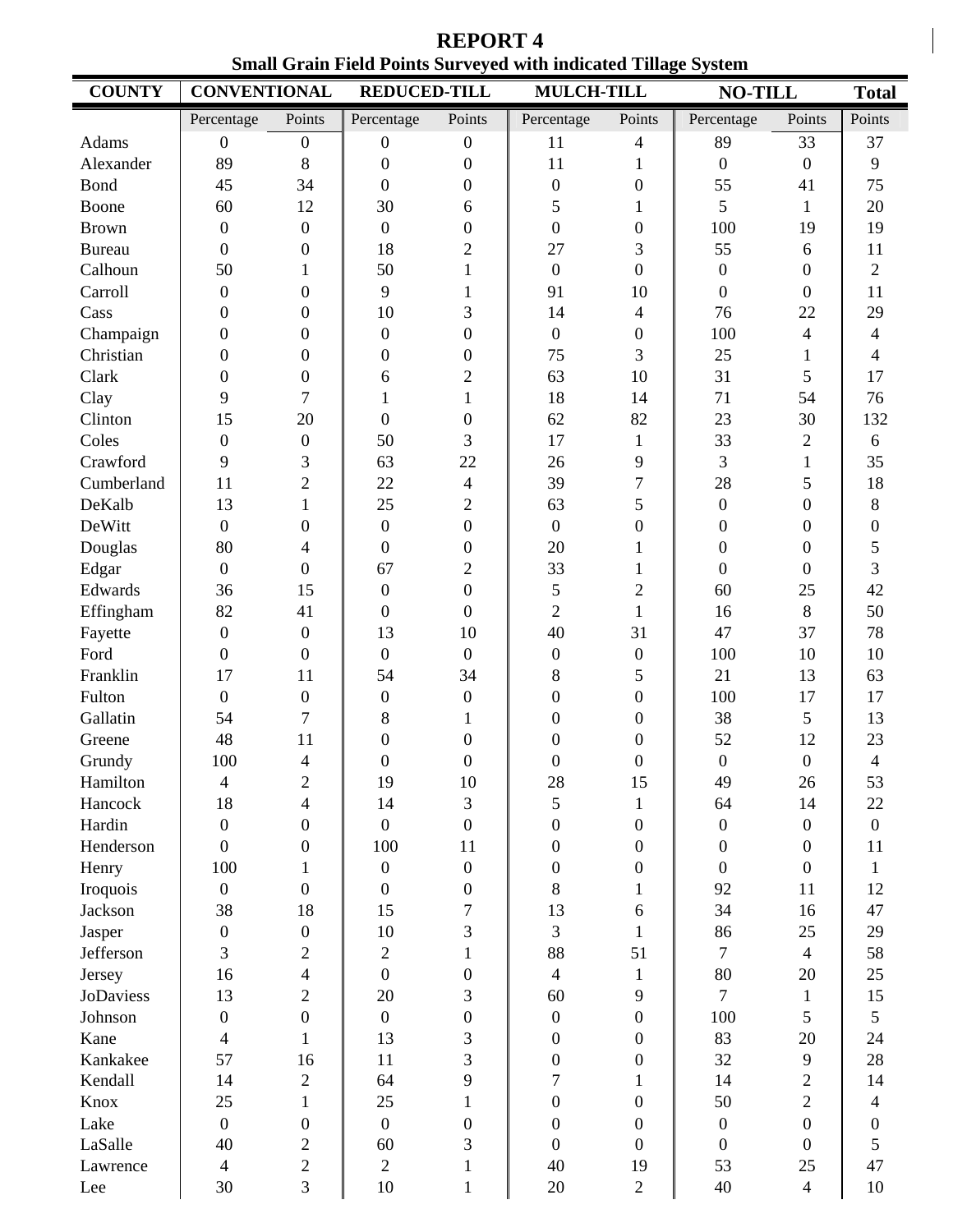# REPORT 4

## Small Grain Field Points Surveyed with indicated Tillage System

| COUNTY | CONVENTIONAL | | REDUCED-TILL | | MULCH-TILL | | NO-TILL | | Total |
|---|---|---|---|---|---|---|---|---|---|
| | Percentage | Points | Percentage | Points | Percentage | Points | Percentage | Points | Points |
| Adams | 0 | 0 | 0 | 0 | 11 | 4 | 89 | 33 | 37 |
| Alexander | 89 | 8 | 0 | 0 | 11 | 1 | 0 | 0 | 9 |
| Bond | 45 | 34 | 0 | 0 | 0 | 0 | 55 | 41 | 75 |
| Boone | 60 | 12 | 30 | 6 | 5 | 1 | 5 | 1 | 20 |
| Brown | 0 | 0 | 0 | 0 | 0 | 0 | 100 | 19 | 19 |
| Bureau | 0 | 0 | 18 | 2 | 27 | 3 | 55 | 6 | 11 |
| Calhoun | 50 | 1 | 50 | 1 | 0 | 0 | 0 | 0 | 2 |
| Carroll | 0 | 0 | 9 | 1 | 91 | 10 | 0 | 0 | 11 |
| Cass | 0 | 0 | 10 | 3 | 14 | 4 | 76 | 22 | 29 |
| Champaign | 0 | 0 | 0 | 0 | 0 | 0 | 100 | 4 | 4 |
| Christian | 0 | 0 | 0 | 0 | 75 | 3 | 25 | 1 | 4 |
| Clark | 0 | 0 | 6 | 2 | 63 | 10 | 31 | 5 | 17 |
| Clay | 9 | 7 | 1 | 1 | 18 | 14 | 71 | 54 | 76 |
| Clinton | 15 | 20 | 0 | 0 | 62 | 82 | 23 | 30 | 132 |
| Coles | 0 | 0 | 50 | 3 | 17 | 1 | 33 | 2 | 6 |
| Crawford | 9 | 3 | 63 | 22 | 26 | 9 | 3 | 1 | 35 |
| Cumberland | 11 | 2 | 22 | 4 | 39 | 7 | 28 | 5 | 18 |
| DeKalb | 13 | 1 | 25 | 2 | 63 | 5 | 0 | 0 | 8 |
| DeWitt | 0 | 0 | 0 | 0 | 0 | 0 | 0 | 0 | 0 |
| Douglas | 80 | 4 | 0 | 0 | 20 | 1 | 0 | 0 | 5 |
| Edgar | 0 | 0 | 67 | 2 | 33 | 1 | 0 | 0 | 3 |
| Edwards | 36 | 15 | 0 | 0 | 5 | 2 | 60 | 25 | 42 |
| Effingham | 82 | 41 | 0 | 0 | 2 | 1 | 16 | 8 | 50 |
| Fayette | 0 | 0 | 13 | 10 | 40 | 31 | 47 | 37 | 78 |
| Ford | 0 | 0 | 0 | 0 | 0 | 0 | 100 | 10 | 10 |
| Franklin | 17 | 11 | 54 | 34 | 8 | 5 | 21 | 13 | 63 |
| Fulton | 0 | 0 | 0 | 0 | 0 | 0 | 100 | 17 | 17 |
| Gallatin | 54 | 7 | 8 | 1 | 0 | 0 | 38 | 5 | 13 |
| Greene | 48 | 11 | 0 | 0 | 0 | 0 | 52 | 12 | 23 |
| Grundy | 100 | 4 | 0 | 0 | 0 | 0 | 0 | 0 | 4 |
| Hamilton | 4 | 2 | 19 | 10 | 28 | 15 | 49 | 26 | 53 |
| Hancock | 18 | 4 | 14 | 3 | 5 | 1 | 64 | 14 | 22 |
| Hardin | 0 | 0 | 0 | 0 | 0 | 0 | 0 | 0 | 0 |
| Henderson | 0 | 0 | 100 | 11 | 0 | 0 | 0 | 0 | 11 |
| Henry | 100 | 1 | 0 | 0 | 0 | 0 | 0 | 0 | 1 |
| Iroquois | 0 | 0 | 0 | 0 | 8 | 1 | 92 | 11 | 12 |
| Jackson | 38 | 18 | 15 | 7 | 13 | 6 | 34 | 16 | 47 |
| Jasper | 0 | 0 | 10 | 3 | 3 | 1 | 86 | 25 | 29 |
| Jefferson | 3 | 2 | 2 | 1 | 88 | 51 | 7 | 4 | 58 |
| Jersey | 16 | 4 | 0 | 0 | 4 | 1 | 80 | 20 | 25 |
| JoDaviess | 13 | 2 | 20 | 3 | 60 | 9 | 7 | 1 | 15 |
| Johnson | 0 | 0 | 0 | 0 | 0 | 0 | 100 | 5 | 5 |
| Kane | 4 | 1 | 13 | 3 | 0 | 0 | 83 | 20 | 24 |
| Kankakee | 57 | 16 | 11 | 3 | 0 | 0 | 32 | 9 | 28 |
| Kendall | 14 | 2 | 64 | 9 | 7 | 1 | 14 | 2 | 14 |
| Knox | 25 | 1 | 25 | 1 | 0 | 0 | 50 | 2 | 4 |
| Lake | 0 | 0 | 0 | 0 | 0 | 0 | 0 | 0 | 0 |
| LaSalle | 40 | 2 | 60 | 3 | 0 | 0 | 0 | 0 | 5 |
| Lawrence | 4 | 2 | 2 | 1 | 40 | 19 | 53 | 25 | 47 |
| Lee | 30 | 3 | 10 | 1 | 20 | 2 | 40 | 4 | 10 |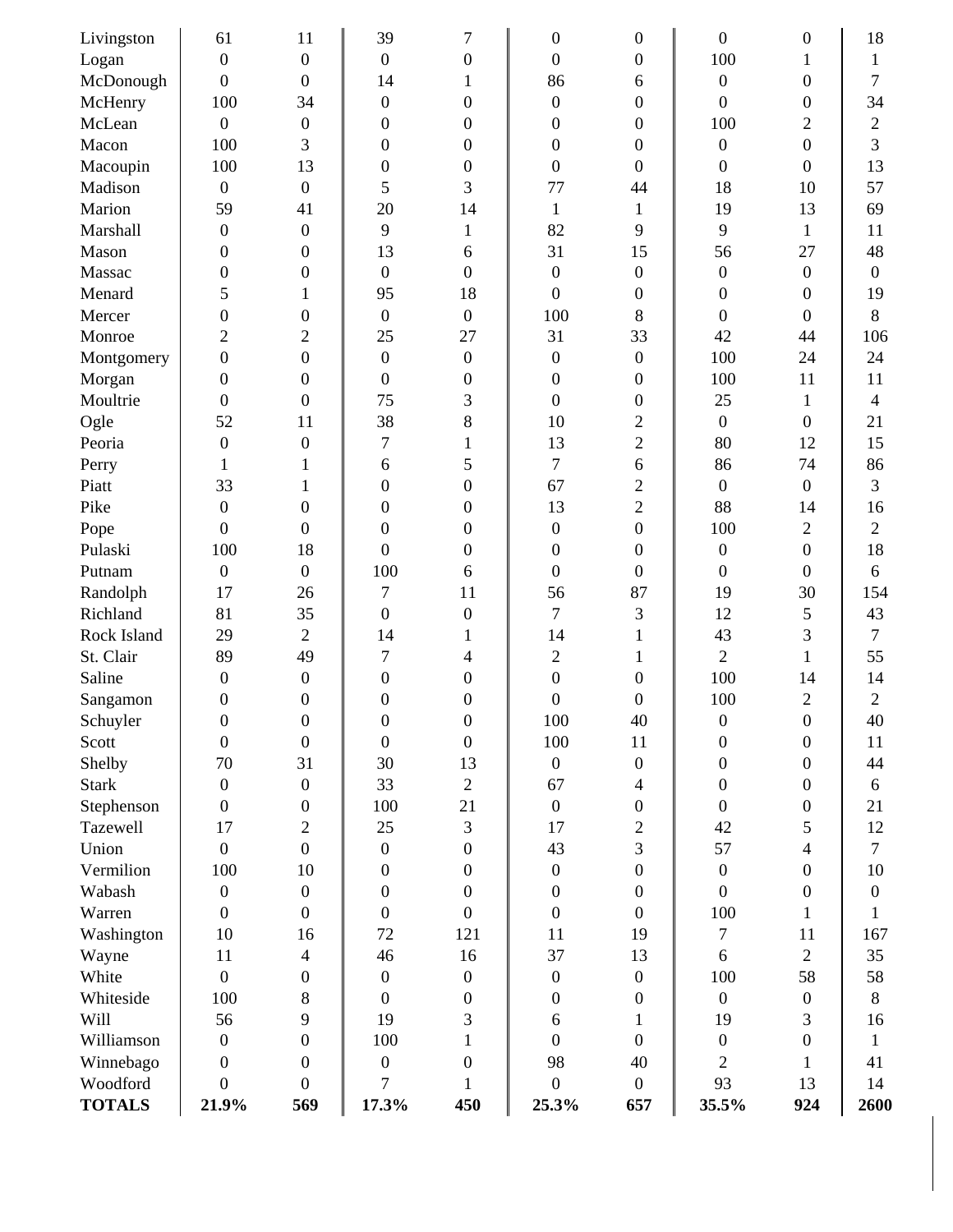| | | | | | | | | | |
|---|---|---|---|---|---|---|---|---|---|
| Livingston | 61 | 11 | 39 | 7 | 0 | 0 | 0 | 0 | 18 |
| Logan | 0 | 0 | 0 | 0 | 0 | 0 | 100 | 1 | 1 |
| McDonough | 0 | 0 | 14 | 1 | 86 | 6 | 0 | 0 | 7 |
| McHenry | 100 | 34 | 0 | 0 | 0 | 0 | 0 | 0 | 34 |
| McLean | 0 | 0 | 0 | 0 | 0 | 0 | 100 | 2 | 2 |
| Macon | 100 | 3 | 0 | 0 | 0 | 0 | 0 | 0 | 3 |
| Macoupin | 100 | 13 | 0 | 0 | 0 | 0 | 0 | 0 | 13 |
| Madison | 0 | 0 | 5 | 3 | 77 | 44 | 18 | 10 | 57 |
| Marion | 59 | 41 | 20 | 14 | 1 | 1 | 19 | 13 | 69 |
| Marshall | 0 | 0 | 9 | 1 | 82 | 9 | 9 | 1 | 11 |
| Mason | 0 | 0 | 13 | 6 | 31 | 15 | 56 | 27 | 48 |
| Massac | 0 | 0 | 0 | 0 | 0 | 0 | 0 | 0 | 0 |
| Menard | 5 | 1 | 95 | 18 | 0 | 0 | 0 | 0 | 19 |
| Mercer | 0 | 0 | 0 | 0 | 100 | 8 | 0 | 0 | 8 |
| Monroe | 2 | 2 | 25 | 27 | 31 | 33 | 42 | 44 | 106 |
| Montgomery | 0 | 0 | 0 | 0 | 0 | 0 | 100 | 24 | 24 |
| Morgan | 0 | 0 | 0 | 0 | 0 | 0 | 100 | 11 | 11 |
| Moultrie | 0 | 0 | 75 | 3 | 0 | 0 | 25 | 1 | 4 |
| Ogle | 52 | 11 | 38 | 8 | 10 | 2 | 0 | 0 | 21 |
| Peoria | 0 | 0 | 7 | 1 | 13 | 2 | 80 | 12 | 15 |
| Perry | 1 | 1 | 6 | 5 | 7 | 6 | 86 | 74 | 86 |
| Piatt | 33 | 1 | 0 | 0 | 67 | 2 | 0 | 0 | 3 |
| Pike | 0 | 0 | 0 | 0 | 13 | 2 | 88 | 14 | 16 |
| Pope | 0 | 0 | 0 | 0 | 0 | 0 | 100 | 2 | 2 |
| Pulaski | 100 | 18 | 0 | 0 | 0 | 0 | 0 | 0 | 18 |
| Putnam | 0 | 0 | 100 | 6 | 0 | 0 | 0 | 0 | 6 |
| Randolph | 17 | 26 | 7 | 11 | 56 | 87 | 19 | 30 | 154 |
| Richland | 81 | 35 | 0 | 0 | 7 | 3 | 12 | 5 | 43 |
| Rock Island | 29 | 2 | 14 | 1 | 14 | 1 | 43 | 3 | 7 |
| St. Clair | 89 | 49 | 7 | 4 | 2 | 1 | 2 | 1 | 55 |
| Saline | 0 | 0 | 0 | 0 | 0 | 0 | 100 | 14 | 14 |
| Sangamon | 0 | 0 | 0 | 0 | 0 | 0 | 100 | 2 | 2 |
| Schuyler | 0 | 0 | 0 | 0 | 100 | 40 | 0 | 0 | 40 |
| Scott | 0 | 0 | 0 | 0 | 100 | 11 | 0 | 0 | 11 |
| Shelby | 70 | 31 | 30 | 13 | 0 | 0 | 0 | 0 | 44 |
| Stark | 0 | 0 | 33 | 2 | 67 | 4 | 0 | 0 | 6 |
| Stephenson | 0 | 0 | 100 | 21 | 0 | 0 | 0 | 0 | 21 |
| Tazewell | 17 | 2 | 25 | 3 | 17 | 2 | 42 | 5 | 12 |
| Union | 0 | 0 | 0 | 0 | 43 | 3 | 57 | 4 | 7 |
| Vermilion | 100 | 10 | 0 | 0 | 0 | 0 | 0 | 0 | 10 |
| Wabash | 0 | 0 | 0 | 0 | 0 | 0 | 0 | 0 | 0 |
| Warren | 0 | 0 | 0 | 0 | 0 | 0 | 100 | 1 | 1 |
| Washington | 10 | 16 | 72 | 121 | 11 | 19 | 7 | 11 | 167 |
| Wayne | 11 | 4 | 46 | 16 | 37 | 13 | 6 | 2 | 35 |
| White | 0 | 0 | 0 | 0 | 0 | 0 | 100 | 58 | 58 |
| Whiteside | 100 | 8 | 0 | 0 | 0 | 0 | 0 | 0 | 8 |
| Will | 56 | 9 | 19 | 3 | 6 | 1 | 19 | 3 | 16 |
| Williamson | 0 | 0 | 100 | 1 | 0 | 0 | 0 | 0 | 1 |
| Winnebago | 0 | 0 | 0 | 0 | 98 | 40 | 2 | 1 | 41 |
| Woodford | 0 | 0 | 7 | 1 | 0 | 0 | 93 | 13 | 14 |
| **TOTALS** | **21.9%** | **569** | **17.3%** | **450** | **25.3%** | **657** | **35.5%** | **924** | **2600** |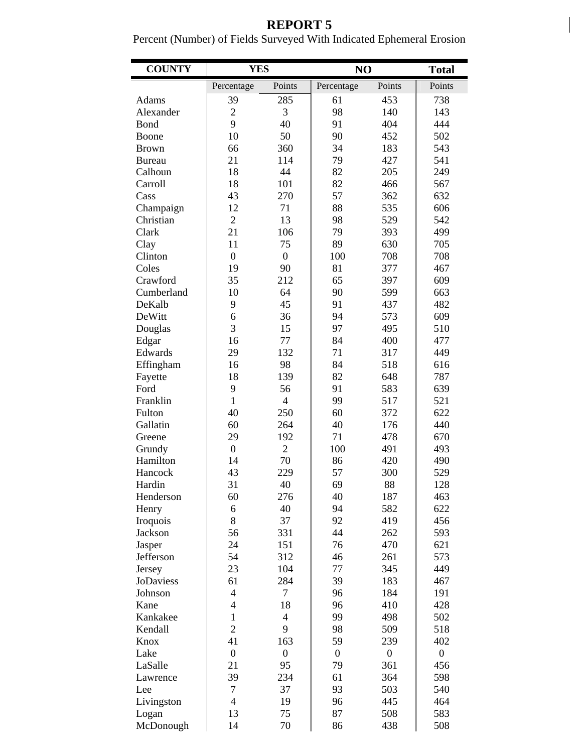# REPORT 5

Percent (Number) of Fields Surveyed With Indicated Ephemeral Erosion

| COUNTY | YES | | NO | | Total |
|---|---|---|---|---|---|
| | Percentage | Points | Percentage | Points | Points |
| Adams | 39 | 285 | 61 | 453 | 738 |
| Alexander | 2 | 3 | 98 | 140 | 143 |
| Bond | 9 | 40 | 91 | 404 | 444 |
| Boone | 10 | 50 | 90 | 452 | 502 |
| Brown | 66 | 360 | 34 | 183 | 543 |
| Bureau | 21 | 114 | 79 | 427 | 541 |
| Calhoun | 18 | 44 | 82 | 205 | 249 |
| Carroll | 18 | 101 | 82 | 466 | 567 |
| Cass | 43 | 270 | 57 | 362 | 632 |
| Champaign | 12 | 71 | 88 | 535 | 606 |
| Christian | 2 | 13 | 98 | 529 | 542 |
| Clark | 21 | 106 | 79 | 393 | 499 |
| Clay | 11 | 75 | 89 | 630 | 705 |
| Clinton | 0 | 0 | 100 | 708 | 708 |
| Coles | 19 | 90 | 81 | 377 | 467 |
| Crawford | 35 | 212 | 65 | 397 | 609 |
| Cumberland | 10 | 64 | 90 | 599 | 663 |
| DeKalb | 9 | 45 | 91 | 437 | 482 |
| DeWitt | 6 | 36 | 94 | 573 | 609 |
| Douglas | 3 | 15 | 97 | 495 | 510 |
| Edgar | 16 | 77 | 84 | 400 | 477 |
| Edwards | 29 | 132 | 71 | 317 | 449 |
| Effingham | 16 | 98 | 84 | 518 | 616 |
| Fayette | 18 | 139 | 82 | 648 | 787 |
| Ford | 9 | 56 | 91 | 583 | 639 |
| Franklin | 1 | 4 | 99 | 517 | 521 |
| Fulton | 40 | 250 | 60 | 372 | 622 |
| Gallatin | 60 | 264 | 40 | 176 | 440 |
| Greene | 29 | 192 | 71 | 478 | 670 |
| Grundy | 0 | 2 | 100 | 491 | 493 |
| Hamilton | 14 | 70 | 86 | 420 | 490 |
| Hancock | 43 | 229 | 57 | 300 | 529 |
| Hardin | 31 | 40 | 69 | 88 | 128 |
| Henderson | 60 | 276 | 40 | 187 | 463 |
| Henry | 6 | 40 | 94 | 582 | 622 |
| Iroquois | 8 | 37 | 92 | 419 | 456 |
| Jackson | 56 | 331 | 44 | 262 | 593 |
| Jasper | 24 | 151 | 76 | 470 | 621 |
| Jefferson | 54 | 312 | 46 | 261 | 573 |
| Jersey | 23 | 104 | 77 | 345 | 449 |
| JoDaviess | 61 | 284 | 39 | 183 | 467 |
| Johnson | 4 | 7 | 96 | 184 | 191 |
| Kane | 4 | 18 | 96 | 410 | 428 |
| Kankakee | 1 | 4 | 99 | 498 | 502 |
| Kendall | 2 | 9 | 98 | 509 | 518 |
| Knox | 41 | 163 | 59 | 239 | 402 |
| Lake | 0 | 0 | 0 | 0 | 0 |
| LaSalle | 21 | 95 | 79 | 361 | 456 |
| Lawrence | 39 | 234 | 61 | 364 | 598 |
| Lee | 7 | 37 | 93 | 503 | 540 |
| Livingston | 4 | 19 | 96 | 445 | 464 |
| Logan | 13 | 75 | 87 | 508 | 583 |
| McDonough | 14 | 70 | 86 | 438 | 508 |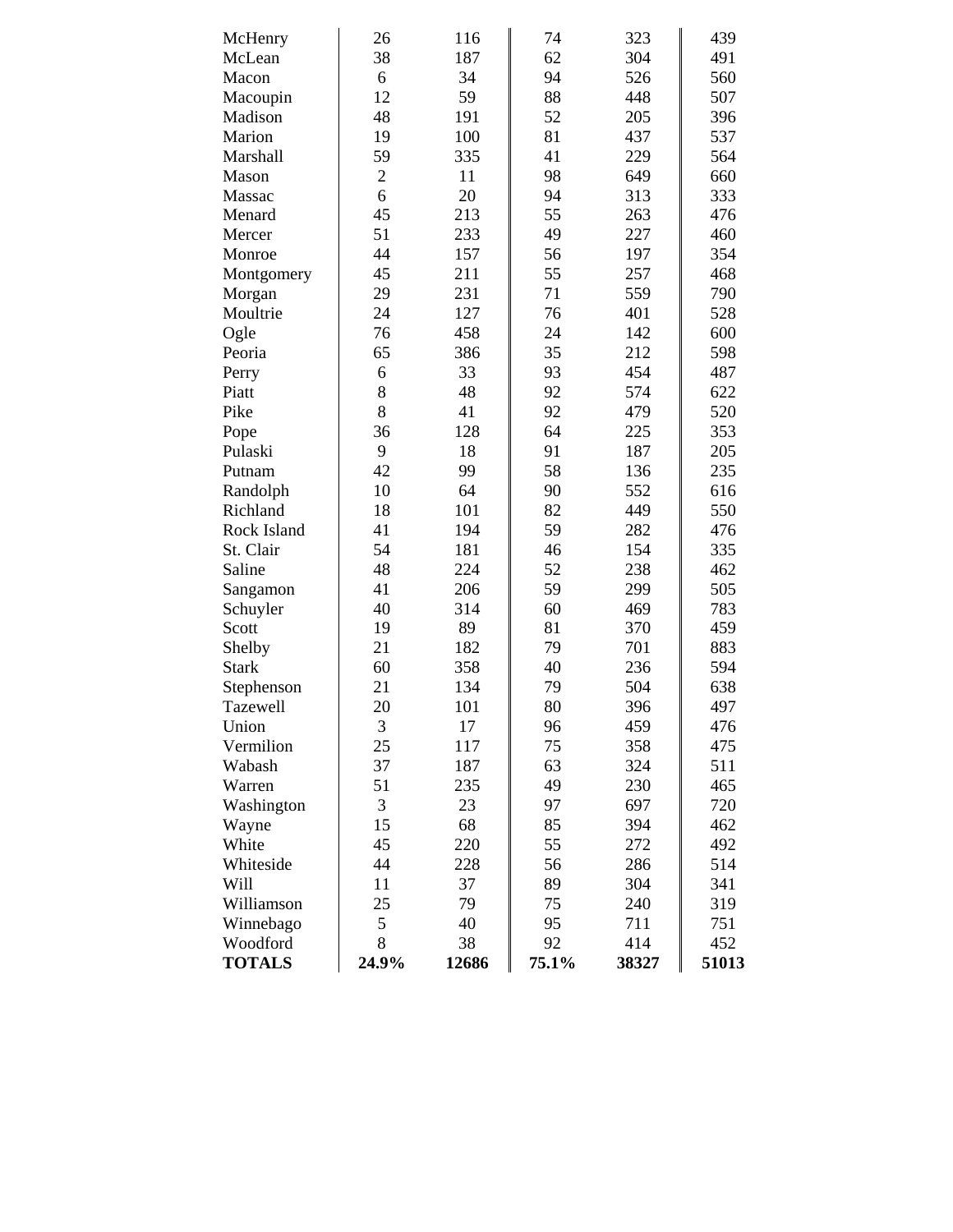| | | | | | |
|---|---|---|---|---|---|
| McHenry | 26 | 116 | 74 | 323 | 439 |
| McLean | 38 | 187 | 62 | 304 | 491 |
| Macon | 6 | 34 | 94 | 526 | 560 |
| Macoupin | 12 | 59 | 88 | 448 | 507 |
| Madison | 48 | 191 | 52 | 205 | 396 |
| Marion | 19 | 100 | 81 | 437 | 537 |
| Marshall | 59 | 335 | 41 | 229 | 564 |
| Mason | 2 | 11 | 98 | 649 | 660 |
| Massac | 6 | 20 | 94 | 313 | 333 |
| Menard | 45 | 213 | 55 | 263 | 476 |
| Mercer | 51 | 233 | 49 | 227 | 460 |
| Monroe | 44 | 157 | 56 | 197 | 354 |
| Montgomery | 45 | 211 | 55 | 257 | 468 |
| Morgan | 29 | 231 | 71 | 559 | 790 |
| Moultrie | 24 | 127 | 76 | 401 | 528 |
| Ogle | 76 | 458 | 24 | 142 | 600 |
| Peoria | 65 | 386 | 35 | 212 | 598 |
| Perry | 6 | 33 | 93 | 454 | 487 |
| Piatt | 8 | 48 | 92 | 574 | 622 |
| Pike | 8 | 41 | 92 | 479 | 520 |
| Pope | 36 | 128 | 64 | 225 | 353 |
| Pulaski | 9 | 18 | 91 | 187 | 205 |
| Putnam | 42 | 99 | 58 | 136 | 235 |
| Randolph | 10 | 64 | 90 | 552 | 616 |
| Richland | 18 | 101 | 82 | 449 | 550 |
| Rock Island | 41 | 194 | 59 | 282 | 476 |
| St. Clair | 54 | 181 | 46 | 154 | 335 |
| Saline | 48 | 224 | 52 | 238 | 462 |
| Sangamon | 41 | 206 | 59 | 299 | 505 |
| Schuyler | 40 | 314 | 60 | 469 | 783 |
| Scott | 19 | 89 | 81 | 370 | 459 |
| Shelby | 21 | 182 | 79 | 701 | 883 |
| Stark | 60 | 358 | 40 | 236 | 594 |
| Stephenson | 21 | 134 | 79 | 504 | 638 |
| Tazewell | 20 | 101 | 80 | 396 | 497 |
| Union | 3 | 17 | 96 | 459 | 476 |
| Vermilion | 25 | 117 | 75 | 358 | 475 |
| Wabash | 37 | 187 | 63 | 324 | 511 |
| Warren | 51 | 235 | 49 | 230 | 465 |
| Washington | 3 | 23 | 97 | 697 | 720 |
| Wayne | 15 | 68 | 85 | 394 | 462 |
| White | 45 | 220 | 55 | 272 | 492 |
| Whiteside | 44 | 228 | 56 | 286 | 514 |
| Will | 11 | 37 | 89 | 304 | 341 |
| Williamson | 25 | 79 | 75 | 240 | 319 |
| Winnebago | 5 | 40 | 95 | 711 | 751 |
| Woodford | 8 | 38 | 92 | 414 | 452 |
| **TOTALS** | **24.9%** | **12686** | **75.1%** | **38327** | **51013** |